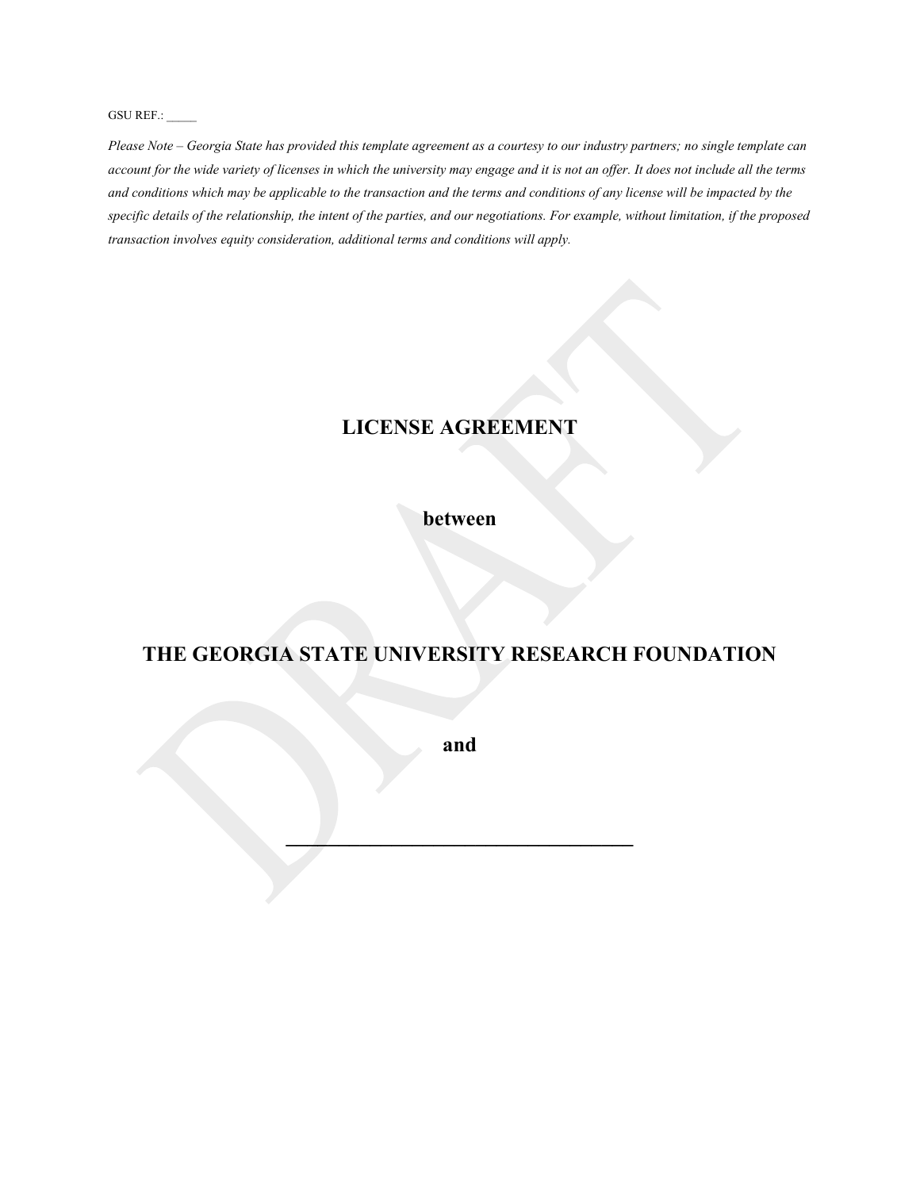GSU REF.: _____

*Please Note – Georgia State has provided this template agreement as a courtesy to our industry partners; no single template can account for the wide variety of licenses in which the university may engage and it is not an offer. It does not include all the terms and conditions which may be applicable to the transaction and the terms and conditions of any license will be impacted by the specific details of the relationship, the intent of the parties, and our negotiations. For example, without limitation, if the proposed transaction involves equity consideration, additional terms and conditions will apply.*

# LICENSE AGREEMENT

**between**

**THE GEORGIA STATE UNIVERSITY RESEARCH FOUNDATION**

**and**

**___________________________________**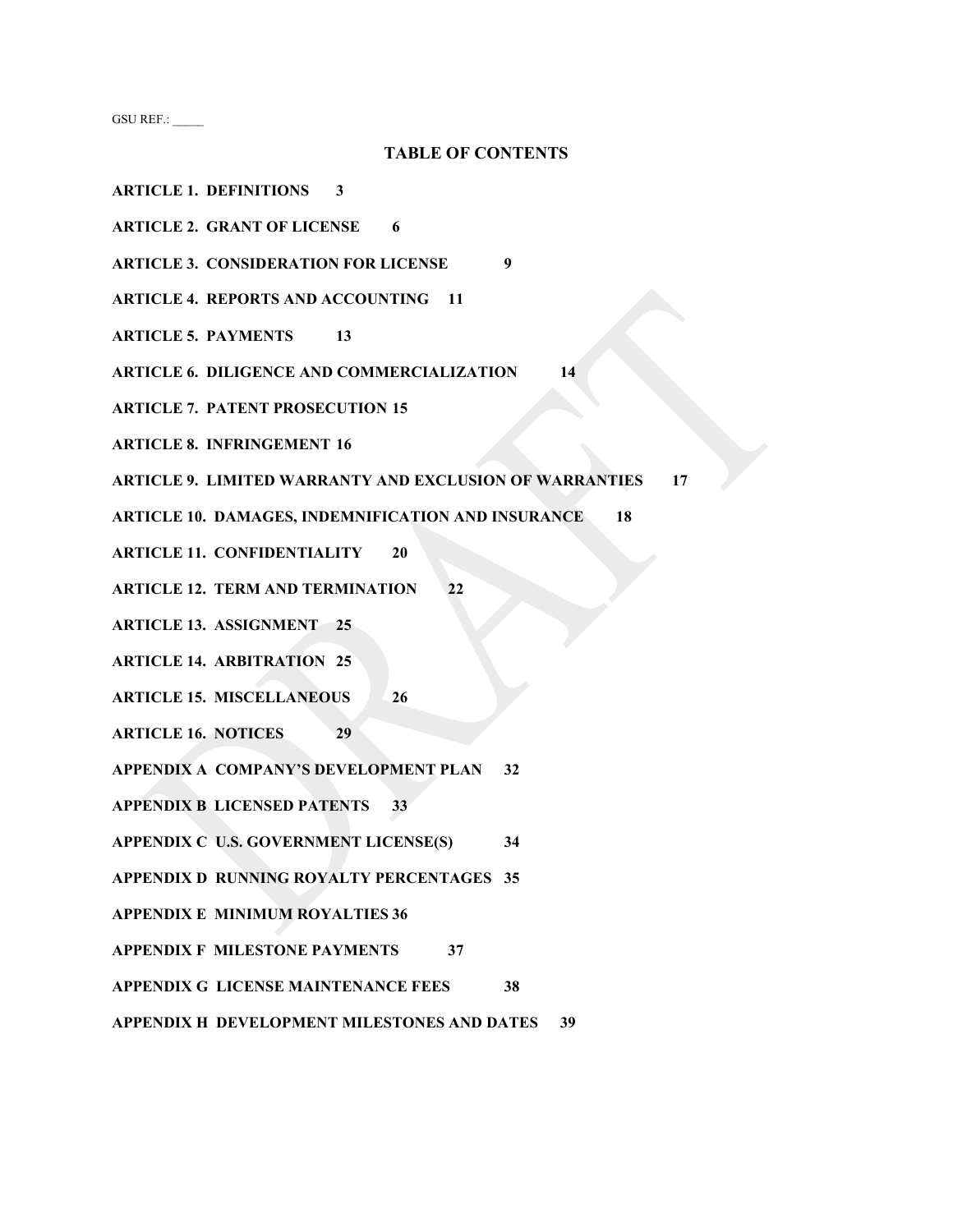GSU REF.: _____

## TABLE OF CONTENTS

**ARTICLE 1. DEFINITIONS 3**

**ARTICLE 2. GRANT OF LICENSE 6**

**ARTICLE 3. CONSIDERATION FOR LICENSE 9**

**ARTICLE 4. REPORTS AND ACCOUNTING 11**

**ARTICLE 5. PAYMENTS 13**

**ARTICLE 6. DILIGENCE AND COMMERCIALIZATION 14**

**ARTICLE 7. PATENT PROSECUTION 15**

**ARTICLE 8. INFRINGEMENT 16**

**ARTICLE 9. LIMITED WARRANTY AND EXCLUSION OF WARRANTIES 17**

**ARTICLE 10. DAMAGES, INDEMNIFICATION AND INSURANCE 18**

**ARTICLE 11. CONFIDENTIALITY 20**

**ARTICLE 12. TERM AND TERMINATION 22**

**ARTICLE 13. ASSIGNMENT 25**

**ARTICLE 14. ARBITRATION 25**

**ARTICLE 15. MISCELLANEOUS 26**

**ARTICLE 16. NOTICES 29**

**APPENDIX A COMPANY'S DEVELOPMENT PLAN 32**

**APPENDIX B LICENSED PATENTS 33**

**APPENDIX C U.S. GOVERNMENT LICENSE(S) 34**

**APPENDIX D RUNNING ROYALTY PERCENTAGES 35**

**APPENDIX E MINIMUM ROYALTIES 36**

**APPENDIX F MILESTONE PAYMENTS 37**

**APPENDIX G LICENSE MAINTENANCE FEES 38**

**APPENDIX H DEVELOPMENT MILESTONES AND DATES 39**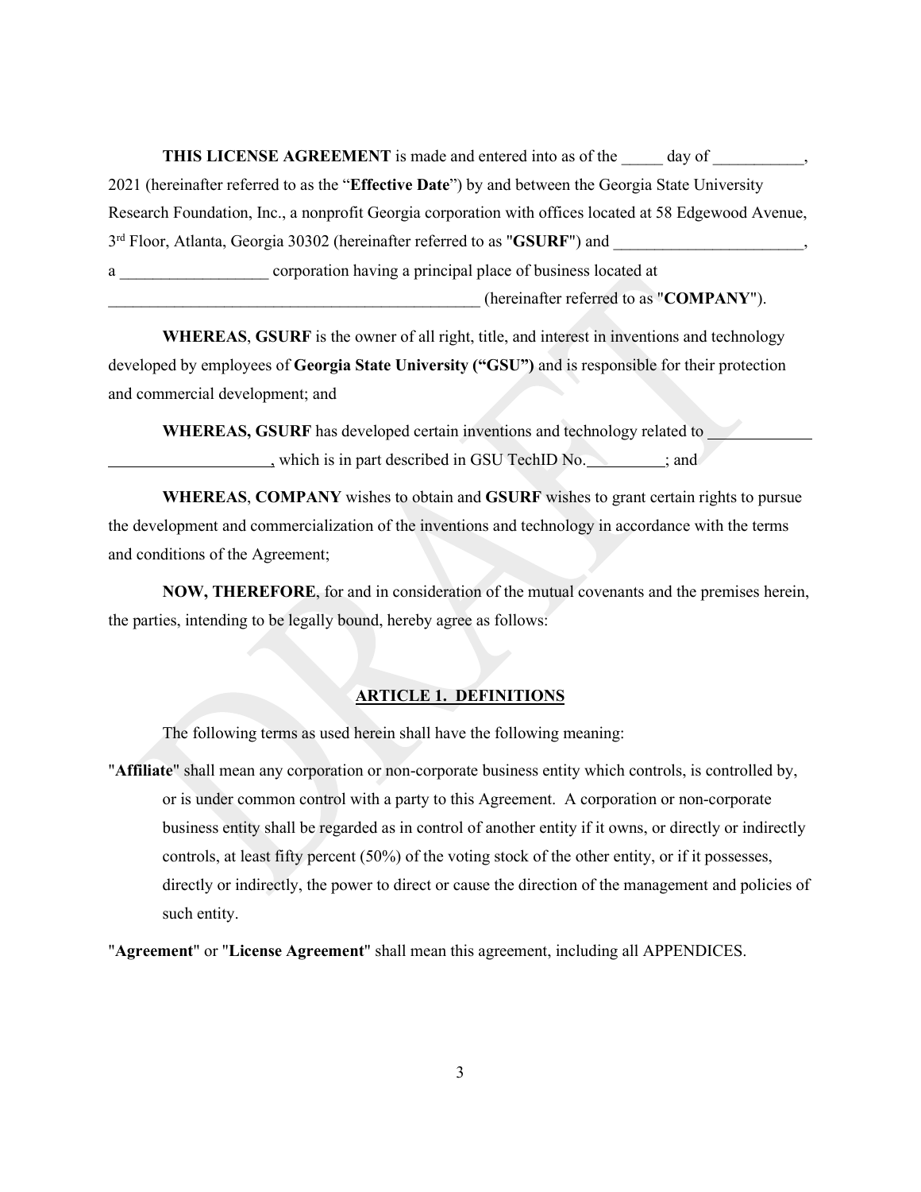**THIS LICENSE AGREEMENT** is made and entered into as of the _____ day of ___________, 2021 (hereinafter referred to as the "**Effective Date**") by and between the Georgia State University Research Foundation, Inc., a nonprofit Georgia corporation with offices located at 58 Edgewood Avenue, 3rd Floor, Atlanta, Georgia 30302 (hereinafter referred to as "**GSURF**") and _______________________, a __________________ corporation having a principal place of business located at _______________________________________________ (hereinafter referred to as "**COMPANY**").

**WHEREAS**, **GSURF** is the owner of all right, title, and interest in inventions and technology developed by employees of **Georgia State University ("GSU")** and is responsible for their protection and commercial development; and

**WHEREAS, GSURF** has developed certain inventions and technology related to ____________________________________, which is in part described in GSU TechID No.__________; and

**WHEREAS**, **COMPANY** wishes to obtain and **GSURF** wishes to grant certain rights to pursue the development and commercialization of the inventions and technology in accordance with the terms and conditions of the Agreement;

**NOW, THEREFORE**, for and in consideration of the mutual covenants and the premises herein, the parties, intending to be legally bound, hereby agree as follows:

## ARTICLE 1. DEFINITIONS

The following terms as used herein shall have the following meaning:

"**Affiliate**" shall mean any corporation or non-corporate business entity which controls, is controlled by, or is under common control with a party to this Agreement. A corporation or non-corporate business entity shall be regarded as in control of another entity if it owns, or directly or indirectly controls, at least fifty percent (50%) of the voting stock of the other entity, or if it possesses, directly or indirectly, the power to direct or cause the direction of the management and policies of such entity.

"**Agreement**" or "**License Agreement**" shall mean this agreement, including all APPENDICES.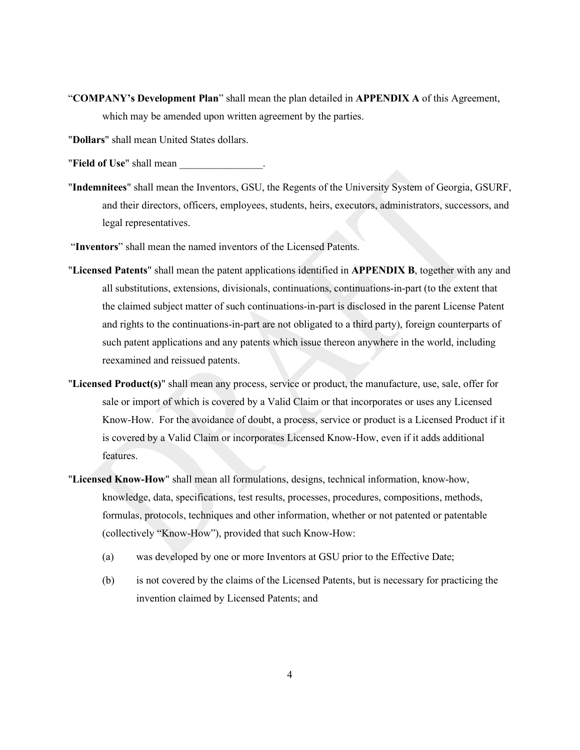"**COMPANY's Development Plan**" shall mean the plan detailed in **APPENDIX A** of this Agreement, which may be amended upon written agreement by the parties.

"**Dollars**" shall mean United States dollars.

"**Field of Use**" shall mean ________________.

"**Indemnitees**" shall mean the Inventors, GSU, the Regents of the University System of Georgia, GSURF, and their directors, officers, employees, students, heirs, executors, administrators, successors, and legal representatives.

"**Inventors**" shall mean the named inventors of the Licensed Patents.

"**Licensed Patents**" shall mean the patent applications identified in **APPENDIX B**, together with any and all substitutions, extensions, divisionals, continuations, continuations-in-part (to the extent that the claimed subject matter of such continuations-in-part is disclosed in the parent License Patent and rights to the continuations-in-part are not obligated to a third party), foreign counterparts of such patent applications and any patents which issue thereon anywhere in the world, including reexamined and reissued patents.

"**Licensed Product(s)**" shall mean any process, service or product, the manufacture, use, sale, offer for sale or import of which is covered by a Valid Claim or that incorporates or uses any Licensed Know-How. For the avoidance of doubt, a process, service or product is a Licensed Product if it is covered by a Valid Claim or incorporates Licensed Know-How, even if it adds additional features.

"**Licensed Know-How**" shall mean all formulations, designs, technical information, know-how, knowledge, data, specifications, test results, processes, procedures, compositions, methods, formulas, protocols, techniques and other information, whether or not patented or patentable (collectively "Know-How"), provided that such Know-How:

(a) was developed by one or more Inventors at GSU prior to the Effective Date;

(b) is not covered by the claims of the Licensed Patents, but is necessary for practicing the invention claimed by Licensed Patents; and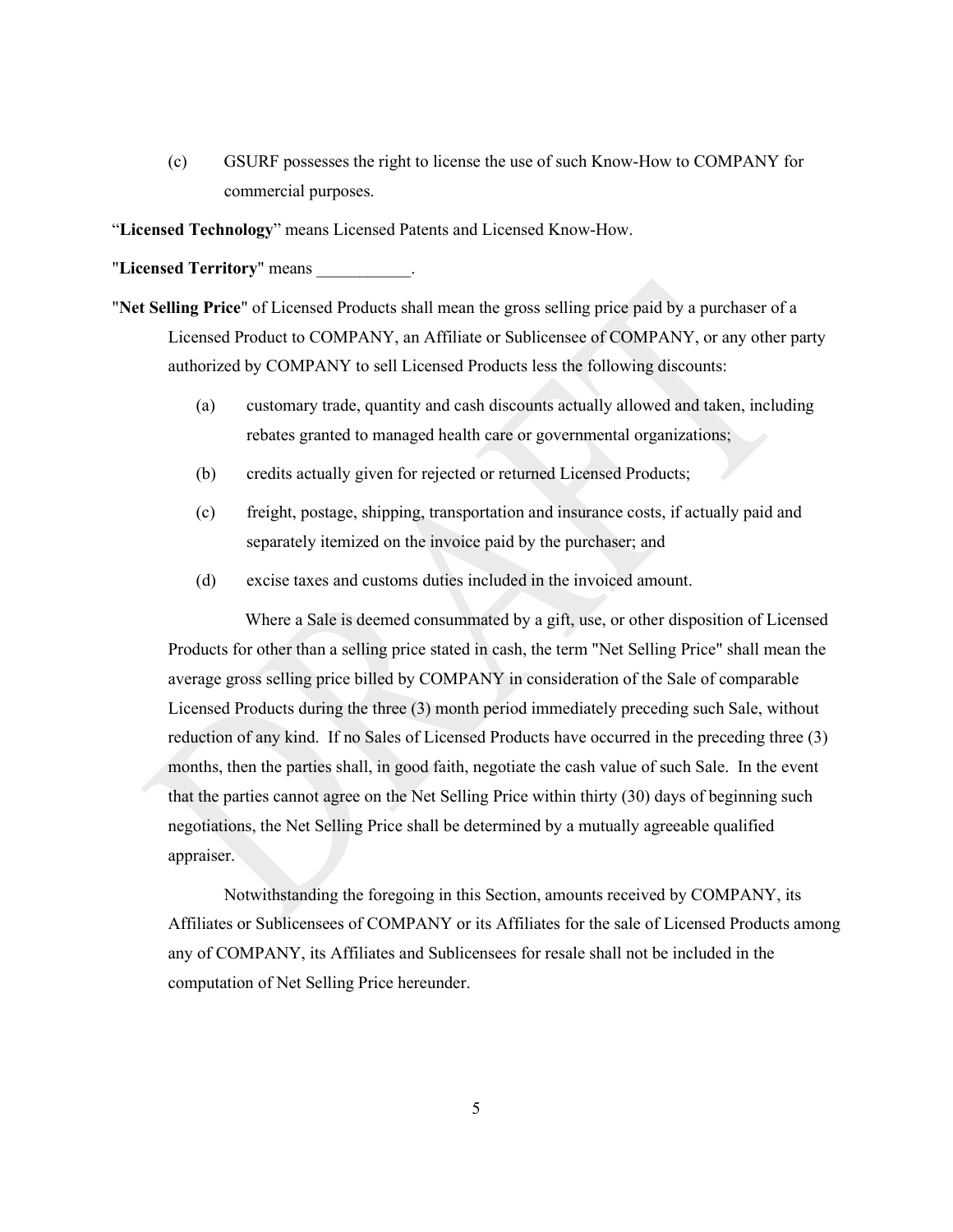(c) GSURF possesses the right to license the use of such Know-How to COMPANY for commercial purposes.

"**Licensed Technology**" means Licensed Patents and Licensed Know-How.

"**Licensed Territory**" means ___________.

"**Net Selling Price**" of Licensed Products shall mean the gross selling price paid by a purchaser of a Licensed Product to COMPANY, an Affiliate or Sublicensee of COMPANY, or any other party authorized by COMPANY to sell Licensed Products less the following discounts:

(a) customary trade, quantity and cash discounts actually allowed and taken, including rebates granted to managed health care or governmental organizations;

(b) credits actually given for rejected or returned Licensed Products;

(c) freight, postage, shipping, transportation and insurance costs, if actually paid and separately itemized on the invoice paid by the purchaser; and

(d) excise taxes and customs duties included in the invoiced amount.

Where a Sale is deemed consummated by a gift, use, or other disposition of Licensed Products for other than a selling price stated in cash, the term "Net Selling Price" shall mean the average gross selling price billed by COMPANY in consideration of the Sale of comparable Licensed Products during the three (3) month period immediately preceding such Sale, without reduction of any kind. If no Sales of Licensed Products have occurred in the preceding three (3) months, then the parties shall, in good faith, negotiate the cash value of such Sale. In the event that the parties cannot agree on the Net Selling Price within thirty (30) days of beginning such negotiations, the Net Selling Price shall be determined by a mutually agreeable qualified appraiser.

Notwithstanding the foregoing in this Section, amounts received by COMPANY, its Affiliates or Sublicensees of COMPANY or its Affiliates for the sale of Licensed Products among any of COMPANY, its Affiliates and Sublicensees for resale shall not be included in the computation of Net Selling Price hereunder.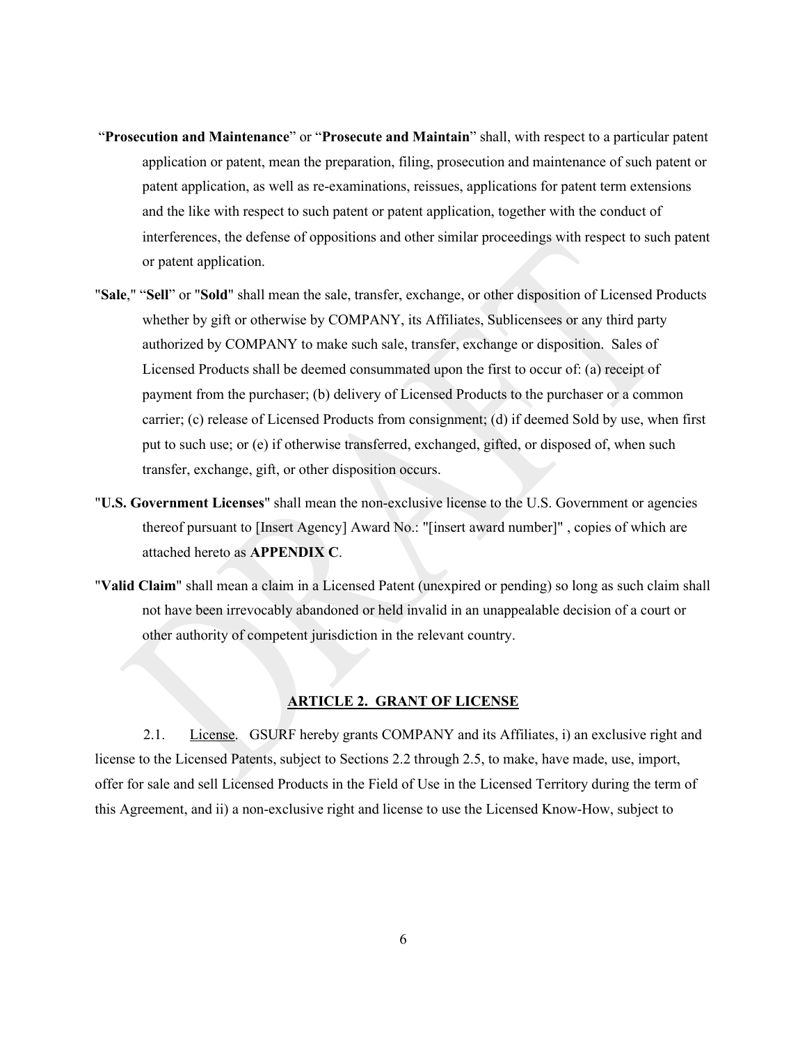"**Prosecution and Maintenance**" or "**Prosecute and Maintain**" shall, with respect to a particular patent application or patent, mean the preparation, filing, prosecution and maintenance of such patent or patent application, as well as re-examinations, reissues, applications for patent term extensions and the like with respect to such patent or patent application, together with the conduct of interferences, the defense of oppositions and other similar proceedings with respect to such patent or patent application.

"**Sale**," "**Sell**" or "**Sold**" shall mean the sale, transfer, exchange, or other disposition of Licensed Products whether by gift or otherwise by COMPANY, its Affiliates, Sublicensees or any third party authorized by COMPANY to make such sale, transfer, exchange or disposition. Sales of Licensed Products shall be deemed consummated upon the first to occur of: (a) receipt of payment from the purchaser; (b) delivery of Licensed Products to the purchaser or a common carrier; (c) release of Licensed Products from consignment; (d) if deemed Sold by use, when first put to such use; or (e) if otherwise transferred, exchanged, gifted, or disposed of, when such transfer, exchange, gift, or other disposition occurs.

"**U.S. Government Licenses**" shall mean the non-exclusive license to the U.S. Government or agencies thereof pursuant to [Insert Agency] Award No.: "[insert award number]" , copies of which are attached hereto as **APPENDIX C**.

"**Valid Claim**" shall mean a claim in a Licensed Patent (unexpired or pending) so long as such claim shall not have been irrevocably abandoned or held invalid in an unappealable decision of a court or other authority of competent jurisdiction in the relevant country.

## ARTICLE 2. GRANT OF LICENSE

2.1. License. GSURF hereby grants COMPANY and its Affiliates, i) an exclusive right and license to the Licensed Patents, subject to Sections 2.2 through 2.5, to make, have made, use, import, offer for sale and sell Licensed Products in the Field of Use in the Licensed Territory during the term of this Agreement, and ii) a non-exclusive right and license to use the Licensed Know-How, subject to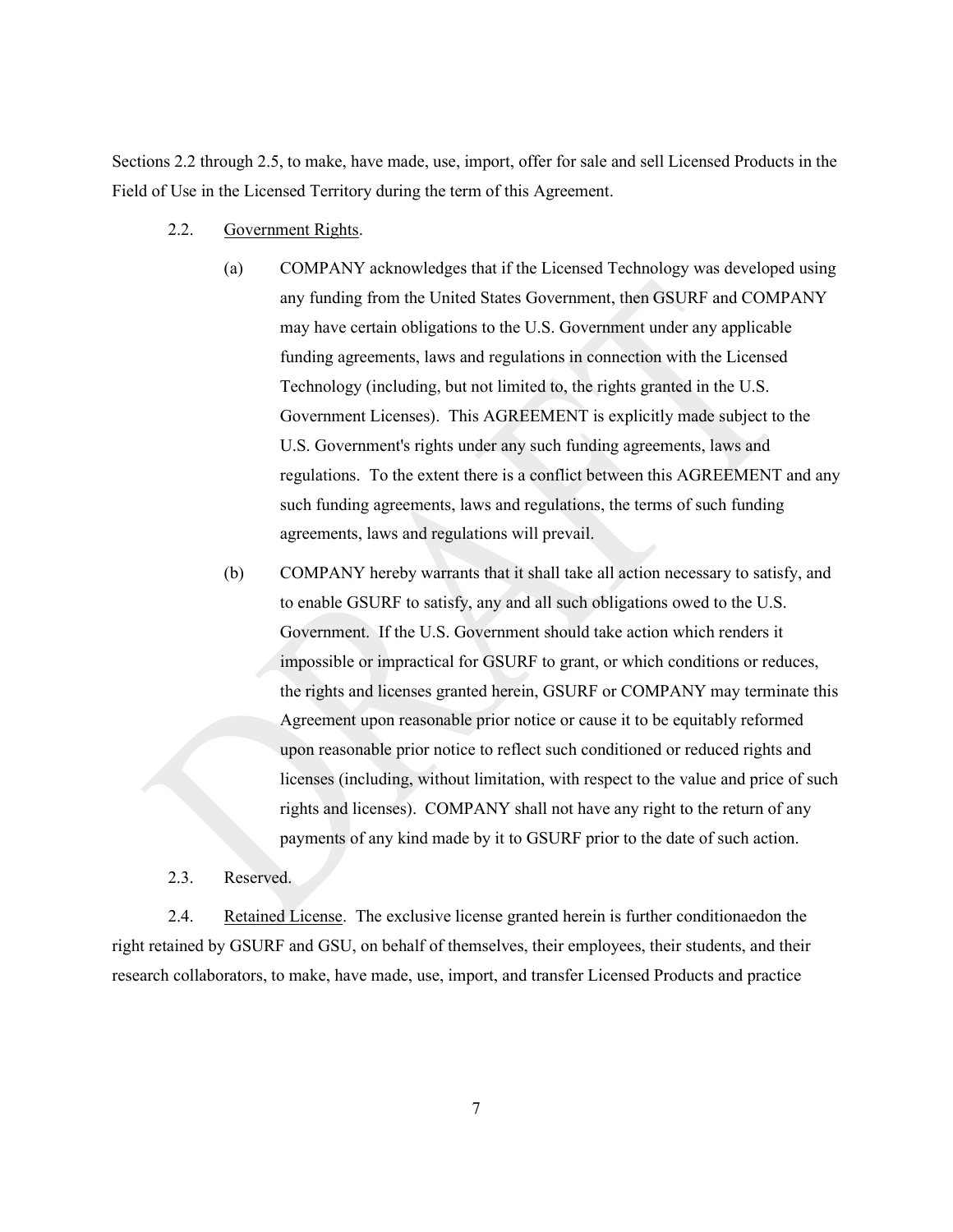Sections 2.2 through 2.5, to make, have made, use, import, offer for sale and sell Licensed Products in the Field of Use in the Licensed Territory during the term of this Agreement.

2.2. Government Rights.

(a) COMPANY acknowledges that if the Licensed Technology was developed using any funding from the United States Government, then GSURF and COMPANY may have certain obligations to the U.S. Government under any applicable funding agreements, laws and regulations in connection with the Licensed Technology (including, but not limited to, the rights granted in the U.S. Government Licenses). This AGREEMENT is explicitly made subject to the U.S. Government's rights under any such funding agreements, laws and regulations. To the extent there is a conflict between this AGREEMENT and any such funding agreements, laws and regulations, the terms of such funding agreements, laws and regulations will prevail.

(b) COMPANY hereby warrants that it shall take all action necessary to satisfy, and to enable GSURF to satisfy, any and all such obligations owed to the U.S. Government. If the U.S. Government should take action which renders it impossible or impractical for GSURF to grant, or which conditions or reduces, the rights and licenses granted herein, GSURF or COMPANY may terminate this Agreement upon reasonable prior notice or cause it to be equitably reformed upon reasonable prior notice to reflect such conditioned or reduced rights and licenses (including, without limitation, with respect to the value and price of such rights and licenses). COMPANY shall not have any right to the return of any payments of any kind made by it to GSURF prior to the date of such action.

2.3. Reserved.

2.4. Retained License. The exclusive license granted herein is further conditionaedon the right retained by GSURF and GSU, on behalf of themselves, their employees, their students, and their research collaborators, to make, have made, use, import, and transfer Licensed Products and practice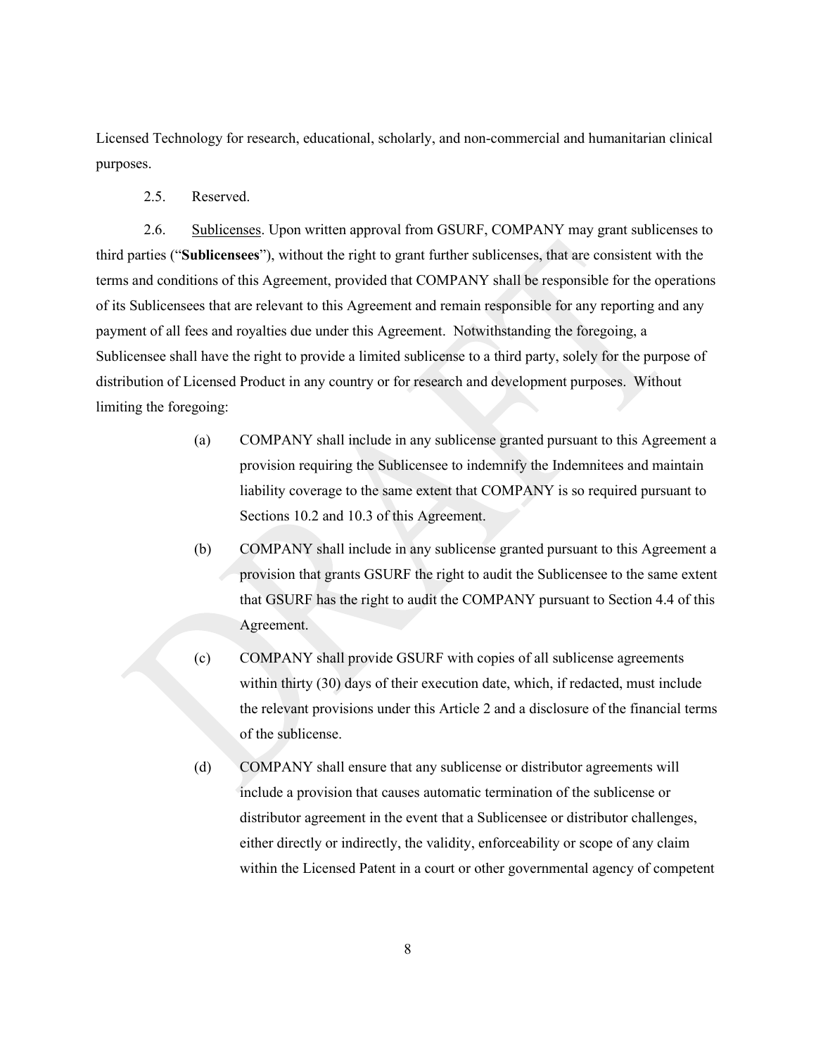Licensed Technology for research, educational, scholarly, and non-commercial and humanitarian clinical purposes.

2.5. Reserved.

2.6. Sublicenses. Upon written approval from GSURF, COMPANY may grant sublicenses to third parties ("**Sublicensees**"), without the right to grant further sublicenses, that are consistent with the terms and conditions of this Agreement, provided that COMPANY shall be responsible for the operations of its Sublicensees that are relevant to this Agreement and remain responsible for any reporting and any payment of all fees and royalties due under this Agreement. Notwithstanding the foregoing, a Sublicensee shall have the right to provide a limited sublicense to a third party, solely for the purpose of distribution of Licensed Product in any country or for research and development purposes. Without limiting the foregoing:

(a) COMPANY shall include in any sublicense granted pursuant to this Agreement a provision requiring the Sublicensee to indemnify the Indemnitees and maintain liability coverage to the same extent that COMPANY is so required pursuant to Sections 10.2 and 10.3 of this Agreement.

(b) COMPANY shall include in any sublicense granted pursuant to this Agreement a provision that grants GSURF the right to audit the Sublicensee to the same extent that GSURF has the right to audit the COMPANY pursuant to Section 4.4 of this Agreement.

(c) COMPANY shall provide GSURF with copies of all sublicense agreements within thirty (30) days of their execution date, which, if redacted, must include the relevant provisions under this Article 2 and a disclosure of the financial terms of the sublicense.

(d) COMPANY shall ensure that any sublicense or distributor agreements will include a provision that causes automatic termination of the sublicense or distributor agreement in the event that a Sublicensee or distributor challenges, either directly or indirectly, the validity, enforceability or scope of any claim within the Licensed Patent in a court or other governmental agency of competent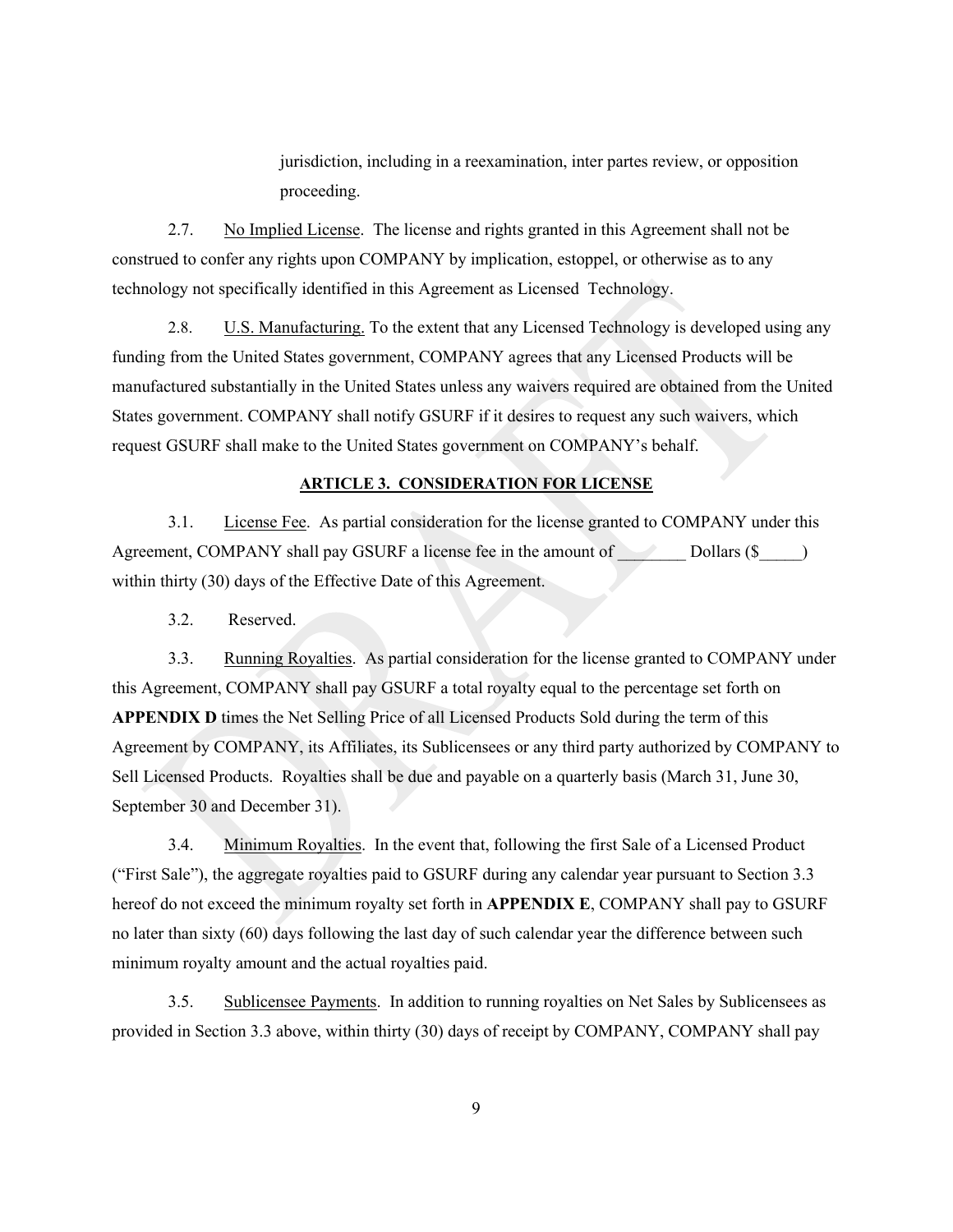jurisdiction, including in a reexamination, inter partes review, or opposition proceeding.

2.7. No Implied License. The license and rights granted in this Agreement shall not be construed to confer any rights upon COMPANY by implication, estoppel, or otherwise as to any technology not specifically identified in this Agreement as Licensed Technology.

2.8. U.S. Manufacturing. To the extent that any Licensed Technology is developed using any funding from the United States government, COMPANY agrees that any Licensed Products will be manufactured substantially in the United States unless any waivers required are obtained from the United States government. COMPANY shall notify GSURF if it desires to request any such waivers, which request GSURF shall make to the United States government on COMPANY's behalf.

**ARTICLE 3. CONSIDERATION FOR LICENSE**

3.1. License Fee. As partial consideration for the license granted to COMPANY under this Agreement, COMPANY shall pay GSURF a license fee in the amount of ________ Dollars ($_____) within thirty (30) days of the Effective Date of this Agreement.

3.2. Reserved.

3.3. Running Royalties. As partial consideration for the license granted to COMPANY under this Agreement, COMPANY shall pay GSURF a total royalty equal to the percentage set forth on **APPENDIX D** times the Net Selling Price of all Licensed Products Sold during the term of this Agreement by COMPANY, its Affiliates, its Sublicensees or any third party authorized by COMPANY to Sell Licensed Products. Royalties shall be due and payable on a quarterly basis (March 31, June 30, September 30 and December 31).

3.4. Minimum Royalties. In the event that, following the first Sale of a Licensed Product ("First Sale"), the aggregate royalties paid to GSURF during any calendar year pursuant to Section 3.3 hereof do not exceed the minimum royalty set forth in **APPENDIX E**, COMPANY shall pay to GSURF no later than sixty (60) days following the last day of such calendar year the difference between such minimum royalty amount and the actual royalties paid.

3.5. Sublicensee Payments. In addition to running royalties on Net Sales by Sublicensees as provided in Section 3.3 above, within thirty (30) days of receipt by COMPANY, COMPANY shall pay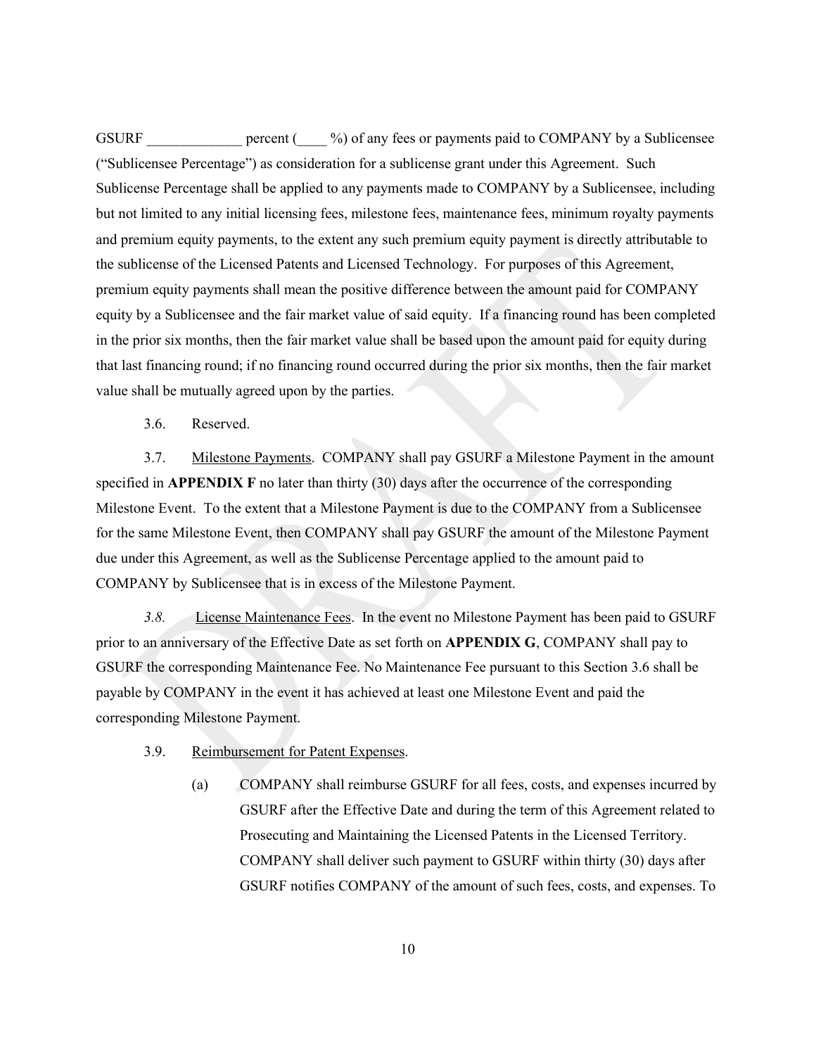GSURF _____________ percent (____ %) of any fees or payments paid to COMPANY by a Sublicensee ("Sublicensee Percentage") as consideration for a sublicense grant under this Agreement. Such Sublicense Percentage shall be applied to any payments made to COMPANY by a Sublicensee, including but not limited to any initial licensing fees, milestone fees, maintenance fees, minimum royalty payments and premium equity payments, to the extent any such premium equity payment is directly attributable to the sublicense of the Licensed Patents and Licensed Technology. For purposes of this Agreement, premium equity payments shall mean the positive difference between the amount paid for COMPANY equity by a Sublicensee and the fair market value of said equity. If a financing round has been completed in the prior six months, then the fair market value shall be based upon the amount paid for equity during that last financing round; if no financing round occurred during the prior six months, then the fair market value shall be mutually agreed upon by the parties.

3.6. Reserved.

3.7. Milestone Payments. COMPANY shall pay GSURF a Milestone Payment in the amount specified in **APPENDIX F** no later than thirty (30) days after the occurrence of the corresponding Milestone Event. To the extent that a Milestone Payment is due to the COMPANY from a Sublicensee for the same Milestone Event, then COMPANY shall pay GSURF the amount of the Milestone Payment due under this Agreement, as well as the Sublicense Percentage applied to the amount paid to COMPANY by Sublicensee that is in excess of the Milestone Payment.

*3.8.* License Maintenance Fees. In the event no Milestone Payment has been paid to GSURF prior to an anniversary of the Effective Date as set forth on **APPENDIX G**, COMPANY shall pay to GSURF the corresponding Maintenance Fee. No Maintenance Fee pursuant to this Section 3.6 shall be payable by COMPANY in the event it has achieved at least one Milestone Event and paid the corresponding Milestone Payment.

3.9. Reimbursement for Patent Expenses.

(a) COMPANY shall reimburse GSURF for all fees, costs, and expenses incurred by GSURF after the Effective Date and during the term of this Agreement related to Prosecuting and Maintaining the Licensed Patents in the Licensed Territory. COMPANY shall deliver such payment to GSURF within thirty (30) days after GSURF notifies COMPANY of the amount of such fees, costs, and expenses. To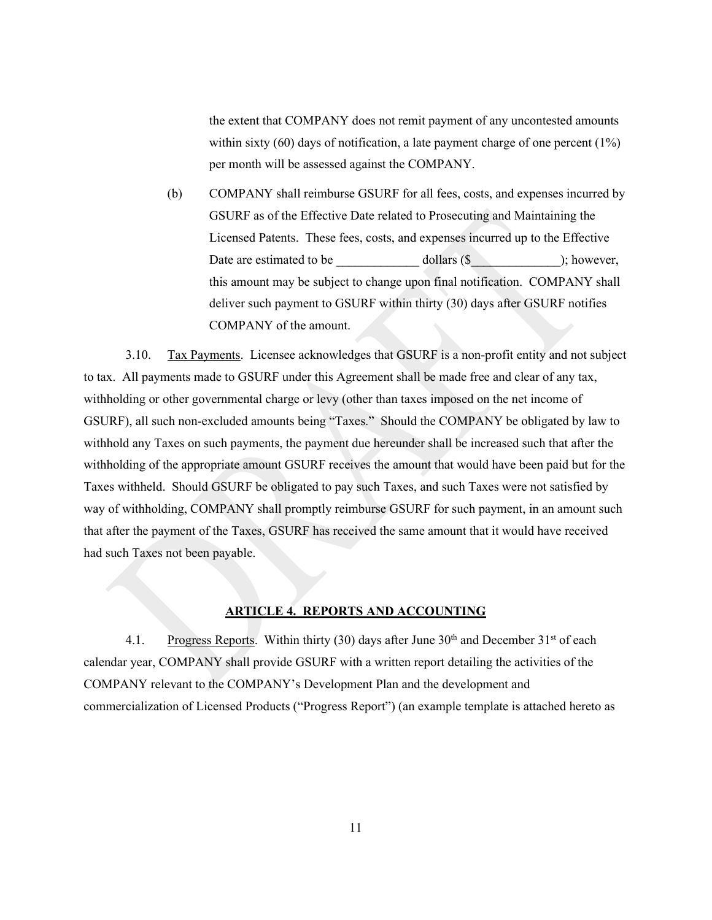the extent that COMPANY does not remit payment of any uncontested amounts within sixty (60) days of notification, a late payment charge of one percent (1%) per month will be assessed against the COMPANY.

(b) COMPANY shall reimburse GSURF for all fees, costs, and expenses incurred by GSURF as of the Effective Date related to Prosecuting and Maintaining the Licensed Patents. These fees, costs, and expenses incurred up to the Effective Date are estimated to be _____________ dollars ($______________); however, this amount may be subject to change upon final notification. COMPANY shall deliver such payment to GSURF within thirty (30) days after GSURF notifies COMPANY of the amount.

3.10. Tax Payments. Licensee acknowledges that GSURF is a non-profit entity and not subject to tax. All payments made to GSURF under this Agreement shall be made free and clear of any tax, withholding or other governmental charge or levy (other than taxes imposed on the net income of GSURF), all such non-excluded amounts being "Taxes." Should the COMPANY be obligated by law to withhold any Taxes on such payments, the payment due hereunder shall be increased such that after the withholding of the appropriate amount GSURF receives the amount that would have been paid but for the Taxes withheld. Should GSURF be obligated to pay such Taxes, and such Taxes were not satisfied by way of withholding, COMPANY shall promptly reimburse GSURF for such payment, in an amount such that after the payment of the Taxes, GSURF has received the same amount that it would have received had such Taxes not been payable.

## ARTICLE 4. REPORTS AND ACCOUNTING

4.1. Progress Reports. Within thirty (30) days after June 30th and December 31st of each calendar year, COMPANY shall provide GSURF with a written report detailing the activities of the COMPANY relevant to the COMPANY's Development Plan and the development and commercialization of Licensed Products ("Progress Report") (an example template is attached hereto as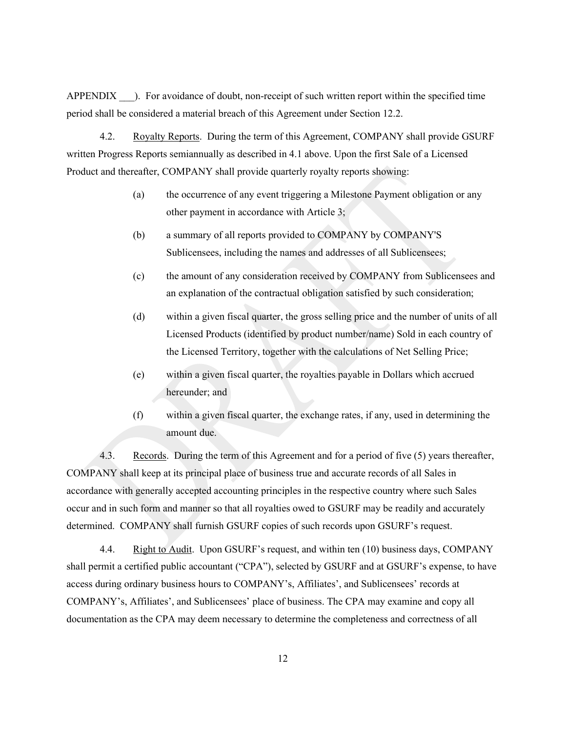APPENDIX ___). For avoidance of doubt, non-receipt of such written report within the specified time period shall be considered a material breach of this Agreement under Section 12.2.

4.2. Royalty Reports. During the term of this Agreement, COMPANY shall provide GSURF written Progress Reports semiannually as described in 4.1 above. Upon the first Sale of a Licensed Product and thereafter, COMPANY shall provide quarterly royalty reports showing:

(a) the occurrence of any event triggering a Milestone Payment obligation or any other payment in accordance with Article 3;

(b) a summary of all reports provided to COMPANY by COMPANY'S Sublicensees, including the names and addresses of all Sublicensees;

(c) the amount of any consideration received by COMPANY from Sublicensees and an explanation of the contractual obligation satisfied by such consideration;

(d) within a given fiscal quarter, the gross selling price and the number of units of all Licensed Products (identified by product number/name) Sold in each country of the Licensed Territory, together with the calculations of Net Selling Price;

(e) within a given fiscal quarter, the royalties payable in Dollars which accrued hereunder; and

(f) within a given fiscal quarter, the exchange rates, if any, used in determining the amount due.

4.3. Records. During the term of this Agreement and for a period of five (5) years thereafter, COMPANY shall keep at its principal place of business true and accurate records of all Sales in accordance with generally accepted accounting principles in the respective country where such Sales occur and in such form and manner so that all royalties owed to GSURF may be readily and accurately determined. COMPANY shall furnish GSURF copies of such records upon GSURF's request.

4.4. Right to Audit. Upon GSURF's request, and within ten (10) business days, COMPANY shall permit a certified public accountant ("CPA"), selected by GSURF and at GSURF's expense, to have access during ordinary business hours to COMPANY's, Affiliates', and Sublicensees' records at COMPANY's, Affiliates', and Sublicensees' place of business. The CPA may examine and copy all documentation as the CPA may deem necessary to determine the completeness and correctness of all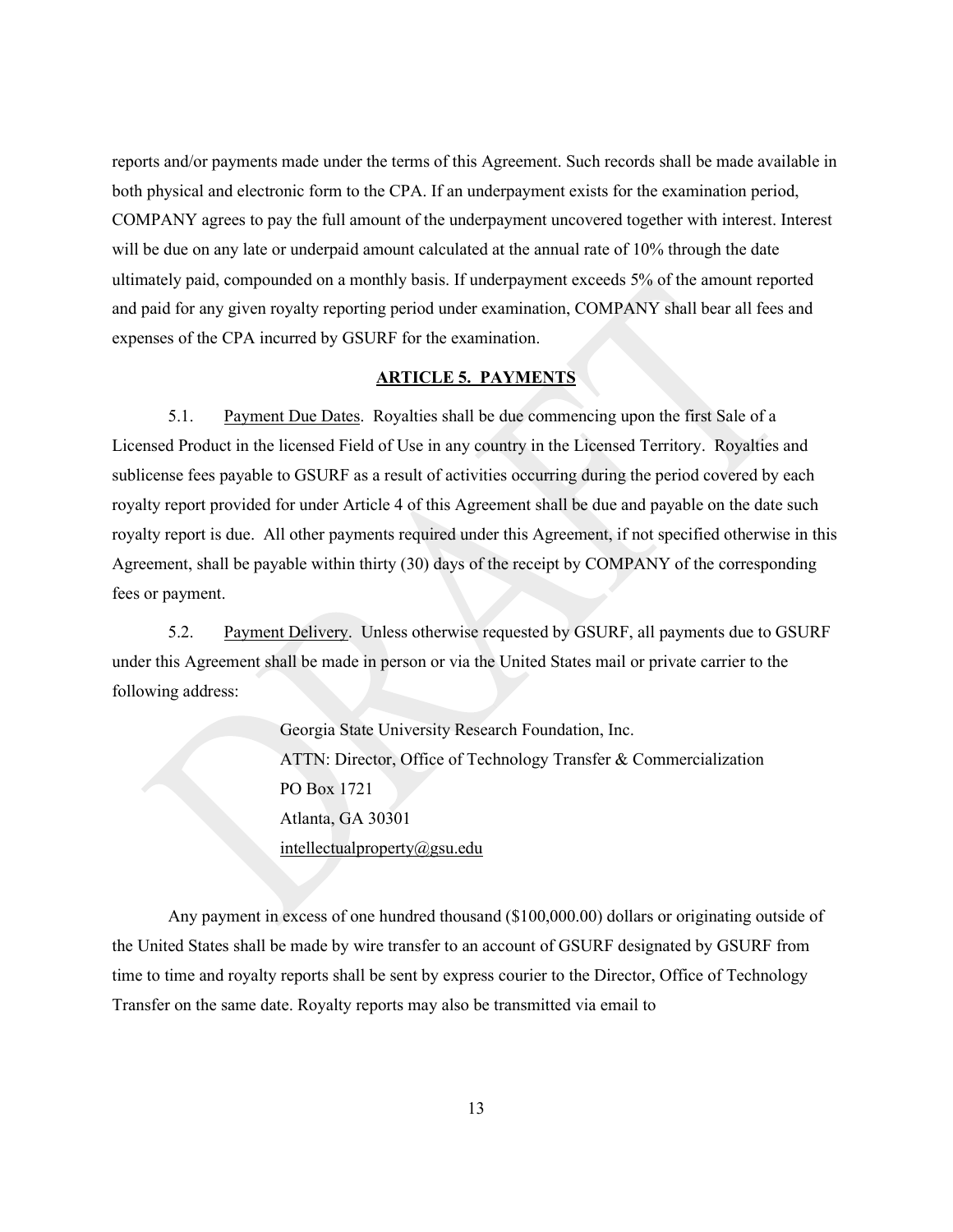reports and/or payments made under the terms of this Agreement. Such records shall be made available in both physical and electronic form to the CPA. If an underpayment exists for the examination period, COMPANY agrees to pay the full amount of the underpayment uncovered together with interest. Interest will be due on any late or underpaid amount calculated at the annual rate of 10% through the date ultimately paid, compounded on a monthly basis. If underpayment exceeds 5% of the amount reported and paid for any given royalty reporting period under examination, COMPANY shall bear all fees and expenses of the CPA incurred by GSURF for the examination.

## ARTICLE 5. PAYMENTS

5.1. Payment Due Dates. Royalties shall be due commencing upon the first Sale of a Licensed Product in the licensed Field of Use in any country in the Licensed Territory. Royalties and sublicense fees payable to GSURF as a result of activities occurring during the period covered by each royalty report provided for under Article 4 of this Agreement shall be due and payable on the date such royalty report is due. All other payments required under this Agreement, if not specified otherwise in this Agreement, shall be payable within thirty (30) days of the receipt by COMPANY of the corresponding fees or payment.

5.2. Payment Delivery. Unless otherwise requested by GSURF, all payments due to GSURF under this Agreement shall be made in person or via the United States mail or private carrier to the following address:

> Georgia State University Research Foundation, Inc.
> ATTN: Director, Office of Technology Transfer & Commercialization
> PO Box 1721
> Atlanta, GA 30301
> intellectualproperty@gsu.edu

Any payment in excess of one hundred thousand ($100,000.00) dollars or originating outside of the United States shall be made by wire transfer to an account of GSURF designated by GSURF from time to time and royalty reports shall be sent by express courier to the Director, Office of Technology Transfer on the same date. Royalty reports may also be transmitted via email to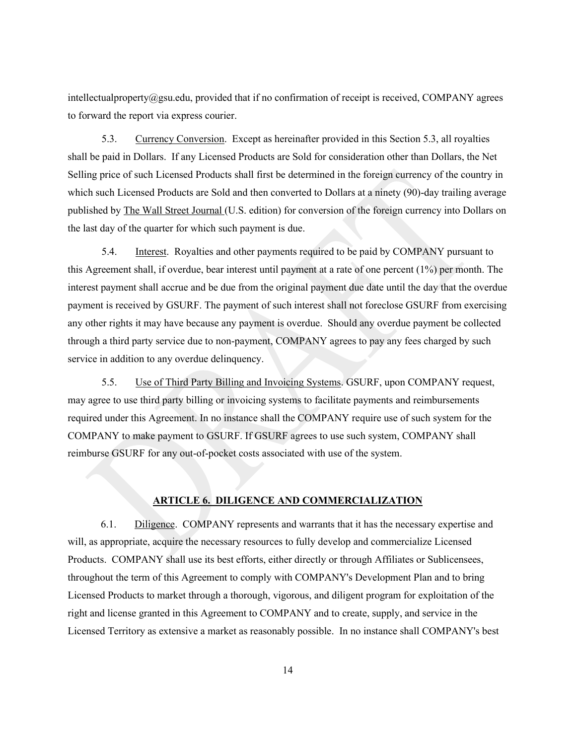intellectualproperty@gsu.edu, provided that if no confirmation of receipt is received, COMPANY agrees to forward the report via express courier.

5.3. Currency Conversion. Except as hereinafter provided in this Section 5.3, all royalties shall be paid in Dollars. If any Licensed Products are Sold for consideration other than Dollars, the Net Selling price of such Licensed Products shall first be determined in the foreign currency of the country in which such Licensed Products are Sold and then converted to Dollars at a ninety (90)-day trailing average published by The Wall Street Journal (U.S. edition) for conversion of the foreign currency into Dollars on the last day of the quarter for which such payment is due.

5.4. Interest. Royalties and other payments required to be paid by COMPANY pursuant to this Agreement shall, if overdue, bear interest until payment at a rate of one percent (1%) per month. The interest payment shall accrue and be due from the original payment due date until the day that the overdue payment is received by GSURF. The payment of such interest shall not foreclose GSURF from exercising any other rights it may have because any payment is overdue. Should any overdue payment be collected through a third party service due to non-payment, COMPANY agrees to pay any fees charged by such service in addition to any overdue delinquency.

5.5. Use of Third Party Billing and Invoicing Systems. GSURF, upon COMPANY request, may agree to use third party billing or invoicing systems to facilitate payments and reimbursements required under this Agreement. In no instance shall the COMPANY require use of such system for the COMPANY to make payment to GSURF. If GSURF agrees to use such system, COMPANY shall reimburse GSURF for any out-of-pocket costs associated with use of the system.

## ARTICLE 6. DILIGENCE AND COMMERCIALIZATION

6.1. Diligence. COMPANY represents and warrants that it has the necessary expertise and will, as appropriate, acquire the necessary resources to fully develop and commercialize Licensed Products. COMPANY shall use its best efforts, either directly or through Affiliates or Sublicensees, throughout the term of this Agreement to comply with COMPANY's Development Plan and to bring Licensed Products to market through a thorough, vigorous, and diligent program for exploitation of the right and license granted in this Agreement to COMPANY and to create, supply, and service in the Licensed Territory as extensive a market as reasonably possible. In no instance shall COMPANY's best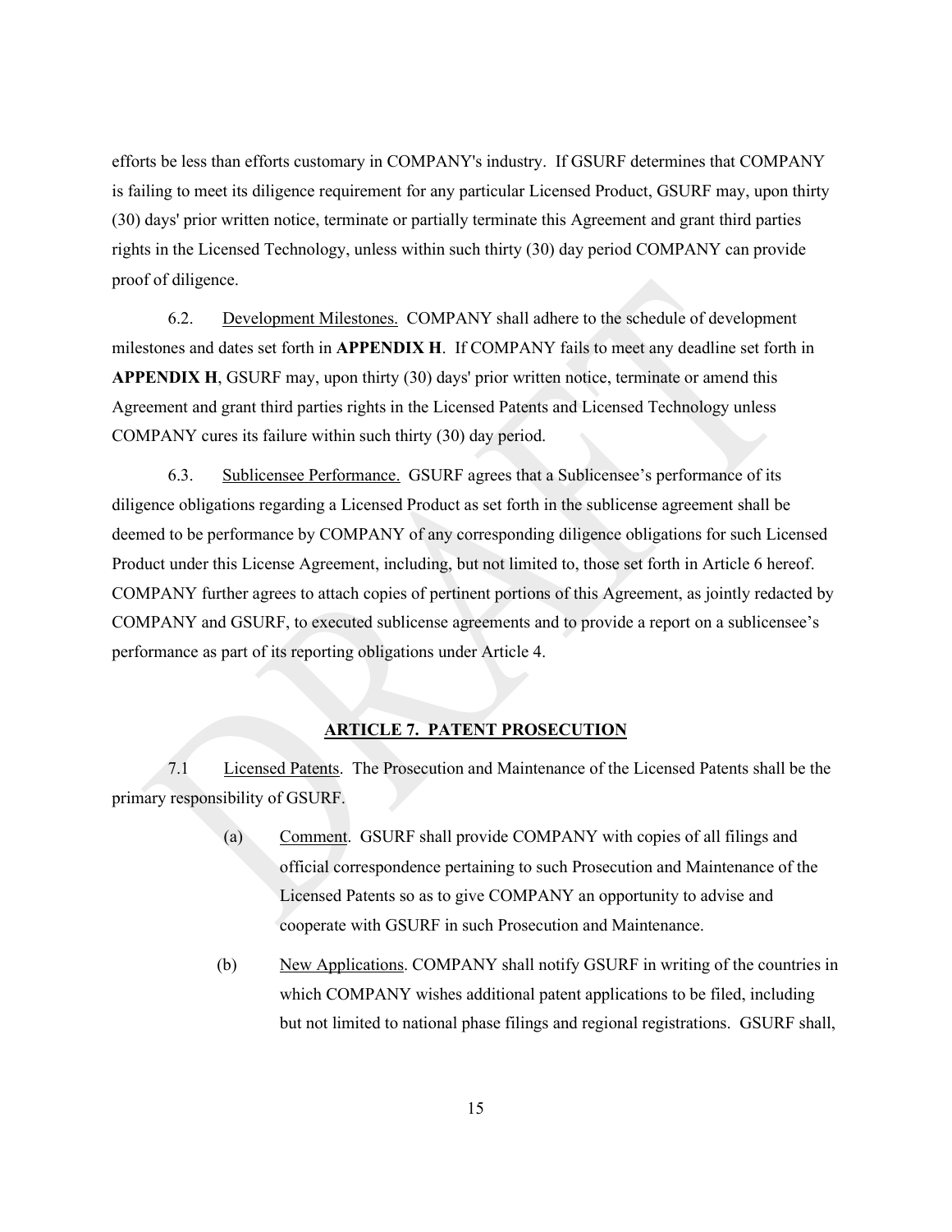efforts be less than efforts customary in COMPANY's industry. If GSURF determines that COMPANY is failing to meet its diligence requirement for any particular Licensed Product, GSURF may, upon thirty (30) days' prior written notice, terminate or partially terminate this Agreement and grant third parties rights in the Licensed Technology, unless within such thirty (30) day period COMPANY can provide proof of diligence.

6.2. Development Milestones. COMPANY shall adhere to the schedule of development milestones and dates set forth in **APPENDIX H**. If COMPANY fails to meet any deadline set forth in **APPENDIX H**, GSURF may, upon thirty (30) days' prior written notice, terminate or amend this Agreement and grant third parties rights in the Licensed Patents and Licensed Technology unless COMPANY cures its failure within such thirty (30) day period.

6.3. Sublicensee Performance. GSURF agrees that a Sublicensee's performance of its diligence obligations regarding a Licensed Product as set forth in the sublicense agreement shall be deemed to be performance by COMPANY of any corresponding diligence obligations for such Licensed Product under this License Agreement, including, but not limited to, those set forth in Article 6 hereof. COMPANY further agrees to attach copies of pertinent portions of this Agreement, as jointly redacted by COMPANY and GSURF, to executed sublicense agreements and to provide a report on a sublicensee's performance as part of its reporting obligations under Article 4.

## ARTICLE 7. PATENT PROSECUTION

7.1 Licensed Patents. The Prosecution and Maintenance of the Licensed Patents shall be the primary responsibility of GSURF.

(a) Comment. GSURF shall provide COMPANY with copies of all filings and official correspondence pertaining to such Prosecution and Maintenance of the Licensed Patents so as to give COMPANY an opportunity to advise and cooperate with GSURF in such Prosecution and Maintenance.

(b) New Applications. COMPANY shall notify GSURF in writing of the countries in which COMPANY wishes additional patent applications to be filed, including but not limited to national phase filings and regional registrations. GSURF shall,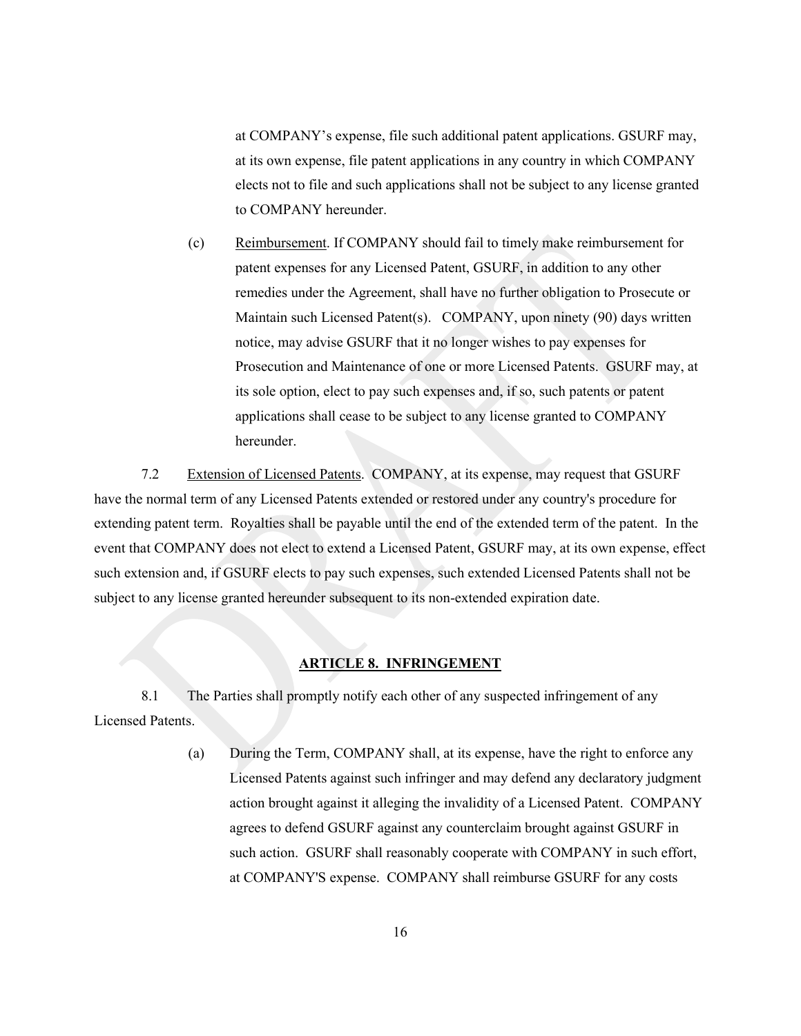at COMPANY's expense, file such additional patent applications. GSURF may, at its own expense, file patent applications in any country in which COMPANY elects not to file and such applications shall not be subject to any license granted to COMPANY hereunder.

(c) Reimbursement. If COMPANY should fail to timely make reimbursement for patent expenses for any Licensed Patent, GSURF, in addition to any other remedies under the Agreement, shall have no further obligation to Prosecute or Maintain such Licensed Patent(s). COMPANY, upon ninety (90) days written notice, may advise GSURF that it no longer wishes to pay expenses for Prosecution and Maintenance of one or more Licensed Patents. GSURF may, at its sole option, elect to pay such expenses and, if so, such patents or patent applications shall cease to be subject to any license granted to COMPANY hereunder.

7.2 Extension of Licensed Patents. COMPANY, at its expense, may request that GSURF have the normal term of any Licensed Patents extended or restored under any country's procedure for extending patent term. Royalties shall be payable until the end of the extended term of the patent. In the event that COMPANY does not elect to extend a Licensed Patent, GSURF may, at its own expense, effect such extension and, if GSURF elects to pay such expenses, such extended Licensed Patents shall not be subject to any license granted hereunder subsequent to its non-extended expiration date.

## ARTICLE 8. INFRINGEMENT

8.1 The Parties shall promptly notify each other of any suspected infringement of any Licensed Patents.

(a) During the Term, COMPANY shall, at its expense, have the right to enforce any Licensed Patents against such infringer and may defend any declaratory judgment action brought against it alleging the invalidity of a Licensed Patent. COMPANY agrees to defend GSURF against any counterclaim brought against GSURF in such action. GSURF shall reasonably cooperate with COMPANY in such effort, at COMPANY'S expense. COMPANY shall reimburse GSURF for any costs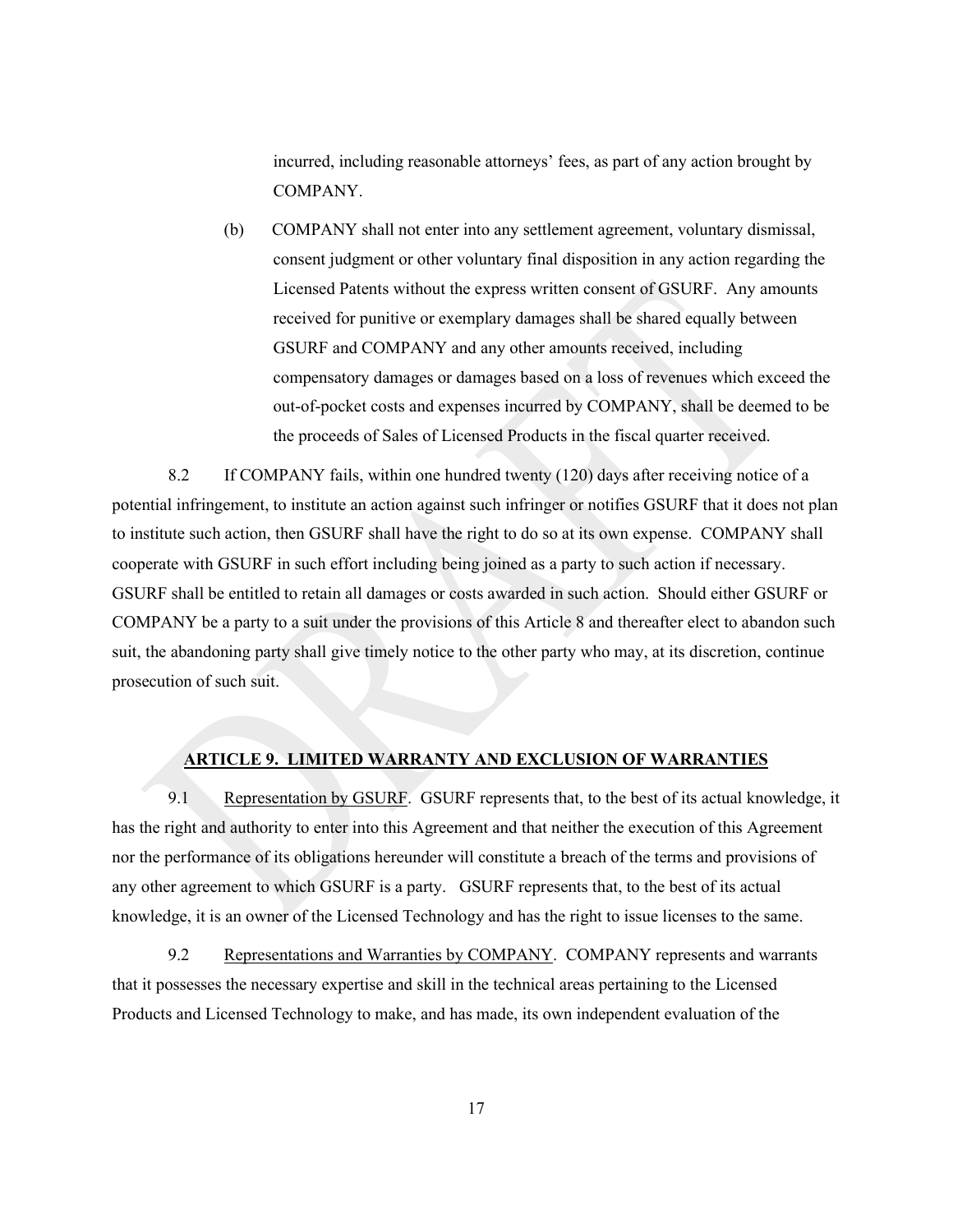incurred, including reasonable attorneys' fees, as part of any action brought by COMPANY.

(b) COMPANY shall not enter into any settlement agreement, voluntary dismissal, consent judgment or other voluntary final disposition in any action regarding the Licensed Patents without the express written consent of GSURF. Any amounts received for punitive or exemplary damages shall be shared equally between GSURF and COMPANY and any other amounts received, including compensatory damages or damages based on a loss of revenues which exceed the out-of-pocket costs and expenses incurred by COMPANY, shall be deemed to be the proceeds of Sales of Licensed Products in the fiscal quarter received.

8.2 If COMPANY fails, within one hundred twenty (120) days after receiving notice of a potential infringement, to institute an action against such infringer or notifies GSURF that it does not plan to institute such action, then GSURF shall have the right to do so at its own expense. COMPANY shall cooperate with GSURF in such effort including being joined as a party to such action if necessary. GSURF shall be entitled to retain all damages or costs awarded in such action. Should either GSURF or COMPANY be a party to a suit under the provisions of this Article 8 and thereafter elect to abandon such suit, the abandoning party shall give timely notice to the other party who may, at its discretion, continue prosecution of such suit.

## ARTICLE 9. LIMITED WARRANTY AND EXCLUSION OF WARRANTIES

9.1 Representation by GSURF. GSURF represents that, to the best of its actual knowledge, it has the right and authority to enter into this Agreement and that neither the execution of this Agreement nor the performance of its obligations hereunder will constitute a breach of the terms and provisions of any other agreement to which GSURF is a party. GSURF represents that, to the best of its actual knowledge, it is an owner of the Licensed Technology and has the right to issue licenses to the same.

9.2 Representations and Warranties by COMPANY. COMPANY represents and warrants that it possesses the necessary expertise and skill in the technical areas pertaining to the Licensed Products and Licensed Technology to make, and has made, its own independent evaluation of the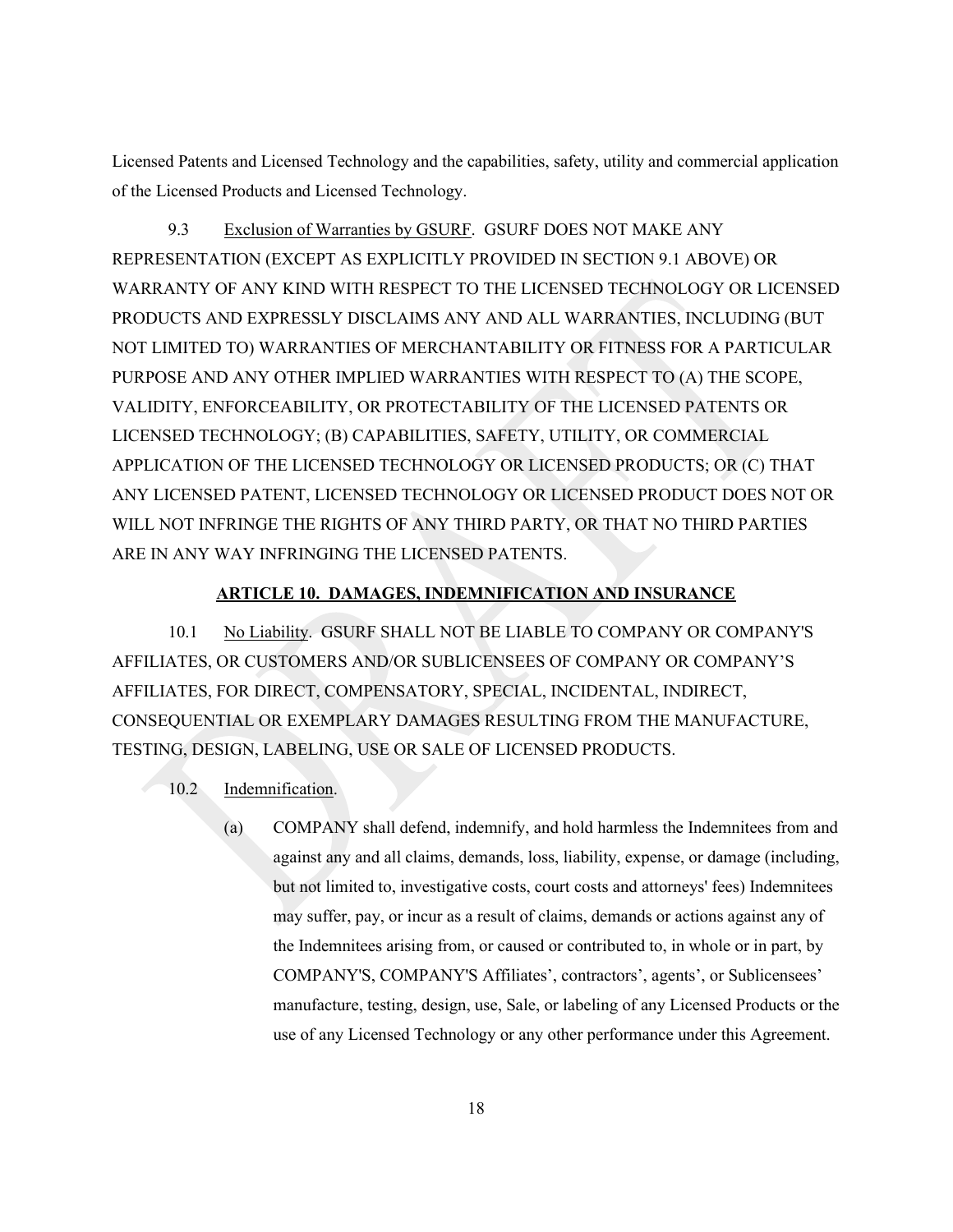Licensed Patents and Licensed Technology and the capabilities, safety, utility and commercial application of the Licensed Products and Licensed Technology.

9.3 Exclusion of Warranties by GSURF. GSURF DOES NOT MAKE ANY REPRESENTATION (EXCEPT AS EXPLICITLY PROVIDED IN SECTION 9.1 ABOVE) OR WARRANTY OF ANY KIND WITH RESPECT TO THE LICENSED TECHNOLOGY OR LICENSED PRODUCTS AND EXPRESSLY DISCLAIMS ANY AND ALL WARRANTIES, INCLUDING (BUT NOT LIMITED TO) WARRANTIES OF MERCHANTABILITY OR FITNESS FOR A PARTICULAR PURPOSE AND ANY OTHER IMPLIED WARRANTIES WITH RESPECT TO (A) THE SCOPE, VALIDITY, ENFORCEABILITY, OR PROTECTABILITY OF THE LICENSED PATENTS OR LICENSED TECHNOLOGY; (B) CAPABILITIES, SAFETY, UTILITY, OR COMMERCIAL APPLICATION OF THE LICENSED TECHNOLOGY OR LICENSED PRODUCTS; OR (C) THAT ANY LICENSED PATENT, LICENSED TECHNOLOGY OR LICENSED PRODUCT DOES NOT OR WILL NOT INFRINGE THE RIGHTS OF ANY THIRD PARTY, OR THAT NO THIRD PARTIES ARE IN ANY WAY INFRINGING THE LICENSED PATENTS.

## ARTICLE 10. DAMAGES, INDEMNIFICATION AND INSURANCE

10.1 No Liability. GSURF SHALL NOT BE LIABLE TO COMPANY OR COMPANY'S AFFILIATES, OR CUSTOMERS AND/OR SUBLICENSEES OF COMPANY OR COMPANY'S AFFILIATES, FOR DIRECT, COMPENSATORY, SPECIAL, INCIDENTAL, INDIRECT, CONSEQUENTIAL OR EXEMPLARY DAMAGES RESULTING FROM THE MANUFACTURE, TESTING, DESIGN, LABELING, USE OR SALE OF LICENSED PRODUCTS.

10.2 Indemnification.

(a) COMPANY shall defend, indemnify, and hold harmless the Indemnitees from and against any and all claims, demands, loss, liability, expense, or damage (including, but not limited to, investigative costs, court costs and attorneys' fees) Indemnitees may suffer, pay, or incur as a result of claims, demands or actions against any of the Indemnitees arising from, or caused or contributed to, in whole or in part, by COMPANY'S, COMPANY'S Affiliates', contractors', agents', or Sublicensees' manufacture, testing, design, use, Sale, or labeling of any Licensed Products or the use of any Licensed Technology or any other performance under this Agreement.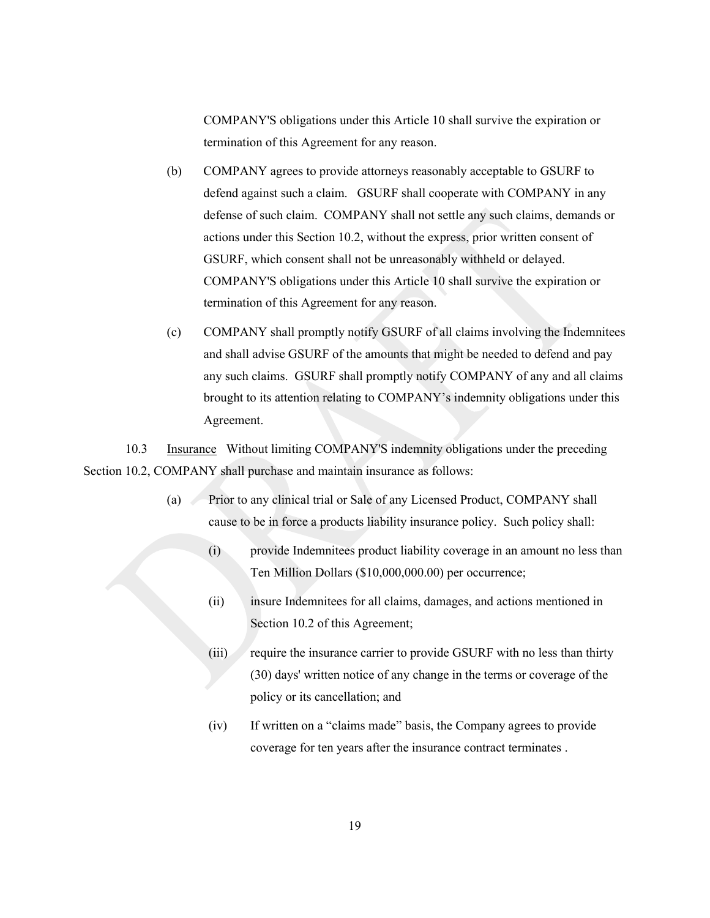COMPANY'S obligations under this Article 10 shall survive the expiration or termination of this Agreement for any reason.

(b) COMPANY agrees to provide attorneys reasonably acceptable to GSURF to defend against such a claim. GSURF shall cooperate with COMPANY in any defense of such claim. COMPANY shall not settle any such claims, demands or actions under this Section 10.2, without the express, prior written consent of GSURF, which consent shall not be unreasonably withheld or delayed. COMPANY'S obligations under this Article 10 shall survive the expiration or termination of this Agreement for any reason.

(c) COMPANY shall promptly notify GSURF of all claims involving the Indemnitees and shall advise GSURF of the amounts that might be needed to defend and pay any such claims. GSURF shall promptly notify COMPANY of any and all claims brought to its attention relating to COMPANY's indemnity obligations under this Agreement.

10.3 Insurance Without limiting COMPANY'S indemnity obligations under the preceding Section 10.2, COMPANY shall purchase and maintain insurance as follows:

(a) Prior to any clinical trial or Sale of any Licensed Product, COMPANY shall cause to be in force a products liability insurance policy. Such policy shall:

(i) provide Indemnitees product liability coverage in an amount no less than Ten Million Dollars ($10,000,000.00) per occurrence;

(ii) insure Indemnitees for all claims, damages, and actions mentioned in Section 10.2 of this Agreement;

(iii) require the insurance carrier to provide GSURF with no less than thirty (30) days' written notice of any change in the terms or coverage of the policy or its cancellation; and

(iv) If written on a "claims made" basis, the Company agrees to provide coverage for ten years after the insurance contract terminates .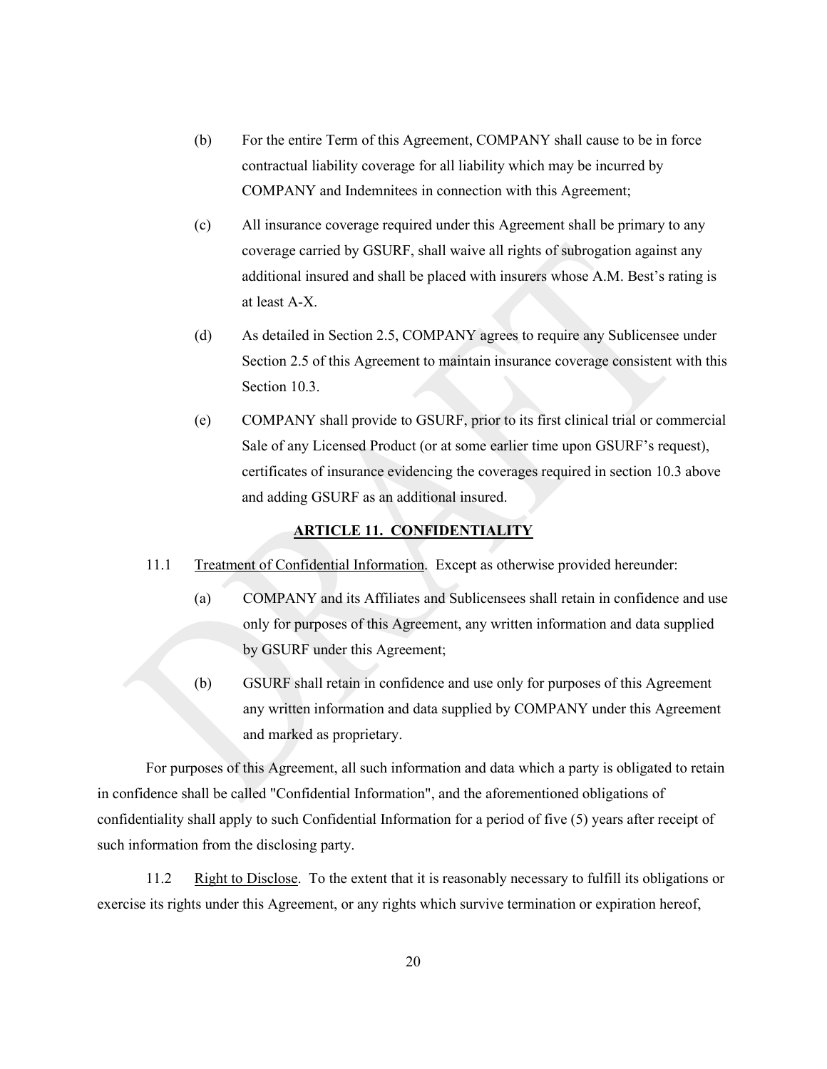(b) For the entire Term of this Agreement, COMPANY shall cause to be in force contractual liability coverage for all liability which may be incurred by COMPANY and Indemnitees in connection with this Agreement;

(c) All insurance coverage required under this Agreement shall be primary to any coverage carried by GSURF, shall waive all rights of subrogation against any additional insured and shall be placed with insurers whose A.M. Best's rating is at least A-X.

(d) As detailed in Section 2.5, COMPANY agrees to require any Sublicensee under Section 2.5 of this Agreement to maintain insurance coverage consistent with this Section 10.3.

(e) COMPANY shall provide to GSURF, prior to its first clinical trial or commercial Sale of any Licensed Product (or at some earlier time upon GSURF's request), certificates of insurance evidencing the coverages required in section 10.3 above and adding GSURF as an additional insured.

## ARTICLE 11. CONFIDENTIALITY

11.1 Treatment of Confidential Information. Except as otherwise provided hereunder:

(a) COMPANY and its Affiliates and Sublicensees shall retain in confidence and use only for purposes of this Agreement, any written information and data supplied by GSURF under this Agreement;

(b) GSURF shall retain in confidence and use only for purposes of this Agreement any written information and data supplied by COMPANY under this Agreement and marked as proprietary.

For purposes of this Agreement, all such information and data which a party is obligated to retain in confidence shall be called "Confidential Information", and the aforementioned obligations of confidentiality shall apply to such Confidential Information for a period of five (5) years after receipt of such information from the disclosing party.

11.2 Right to Disclose. To the extent that it is reasonably necessary to fulfill its obligations or exercise its rights under this Agreement, or any rights which survive termination or expiration hereof,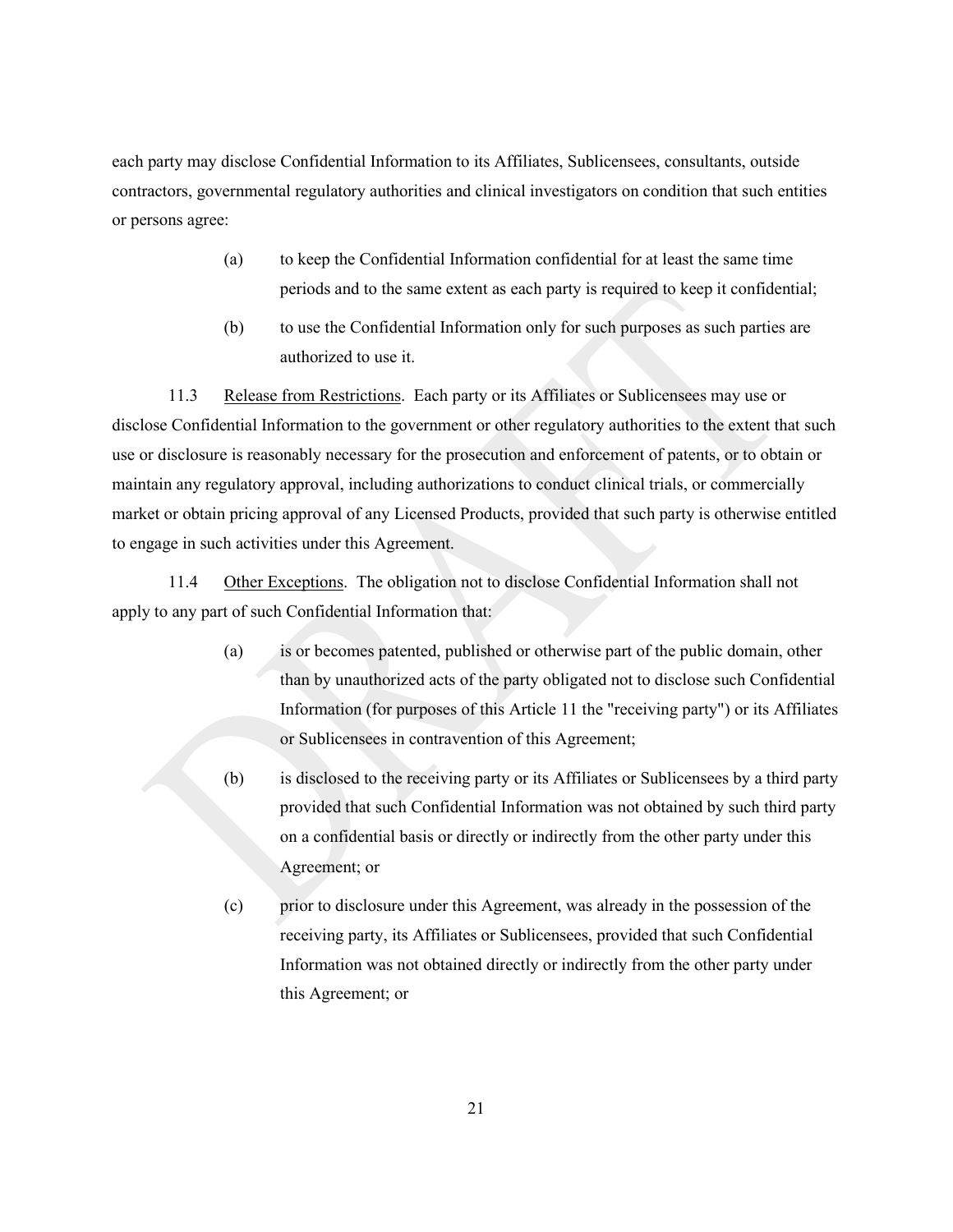each party may disclose Confidential Information to its Affiliates, Sublicensees, consultants, outside contractors, governmental regulatory authorities and clinical investigators on condition that such entities or persons agree:

(a) to keep the Confidential Information confidential for at least the same time periods and to the same extent as each party is required to keep it confidential;

(b) to use the Confidential Information only for such purposes as such parties are authorized to use it.

11.3 Release from Restrictions. Each party or its Affiliates or Sublicensees may use or disclose Confidential Information to the government or other regulatory authorities to the extent that such use or disclosure is reasonably necessary for the prosecution and enforcement of patents, or to obtain or maintain any regulatory approval, including authorizations to conduct clinical trials, or commercially market or obtain pricing approval of any Licensed Products, provided that such party is otherwise entitled to engage in such activities under this Agreement.

11.4 Other Exceptions. The obligation not to disclose Confidential Information shall not apply to any part of such Confidential Information that:

(a) is or becomes patented, published or otherwise part of the public domain, other than by unauthorized acts of the party obligated not to disclose such Confidential Information (for purposes of this Article 11 the "receiving party") or its Affiliates or Sublicensees in contravention of this Agreement;

(b) is disclosed to the receiving party or its Affiliates or Sublicensees by a third party provided that such Confidential Information was not obtained by such third party on a confidential basis or directly or indirectly from the other party under this Agreement; or

(c) prior to disclosure under this Agreement, was already in the possession of the receiving party, its Affiliates or Sublicensees, provided that such Confidential Information was not obtained directly or indirectly from the other party under this Agreement; or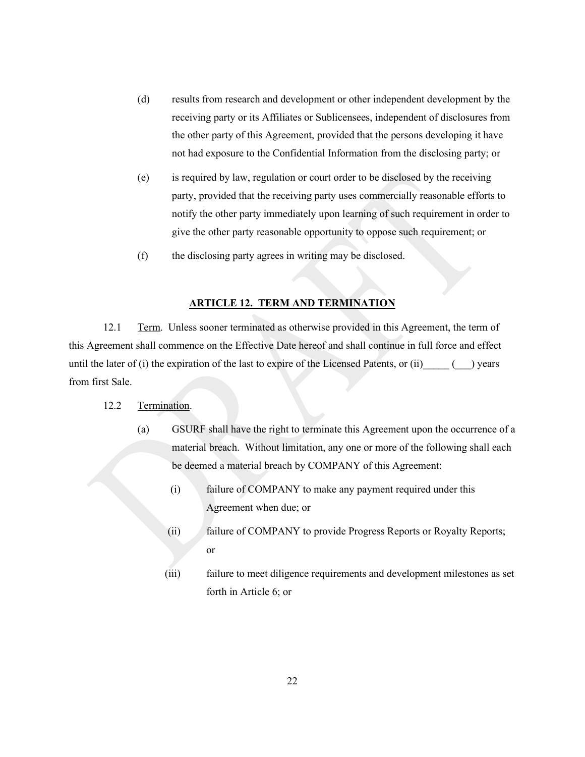(d) results from research and development or other independent development by the receiving party or its Affiliates or Sublicensees, independent of disclosures from the other party of this Agreement, provided that the persons developing it have not had exposure to the Confidential Information from the disclosing party; or

(e) is required by law, regulation or court order to be disclosed by the receiving party, provided that the receiving party uses commercially reasonable efforts to notify the other party immediately upon learning of such requirement in order to give the other party reasonable opportunity to oppose such requirement; or

(f) the disclosing party agrees in writing may be disclosed.

## ARTICLE 12. TERM AND TERMINATION

12.1 Term. Unless sooner terminated as otherwise provided in this Agreement, the term of this Agreement shall commence on the Effective Date hereof and shall continue in full force and effect until the later of (i) the expiration of the last to expire of the Licensed Patents, or (ii)_____ (___) years from first Sale.

12.2 Termination.

(a) GSURF shall have the right to terminate this Agreement upon the occurrence of a material breach. Without limitation, any one or more of the following shall each be deemed a material breach by COMPANY of this Agreement:

(i) failure of COMPANY to make any payment required under this Agreement when due; or

(ii) failure of COMPANY to provide Progress Reports or Royalty Reports; or

(iii) failure to meet diligence requirements and development milestones as set forth in Article 6; or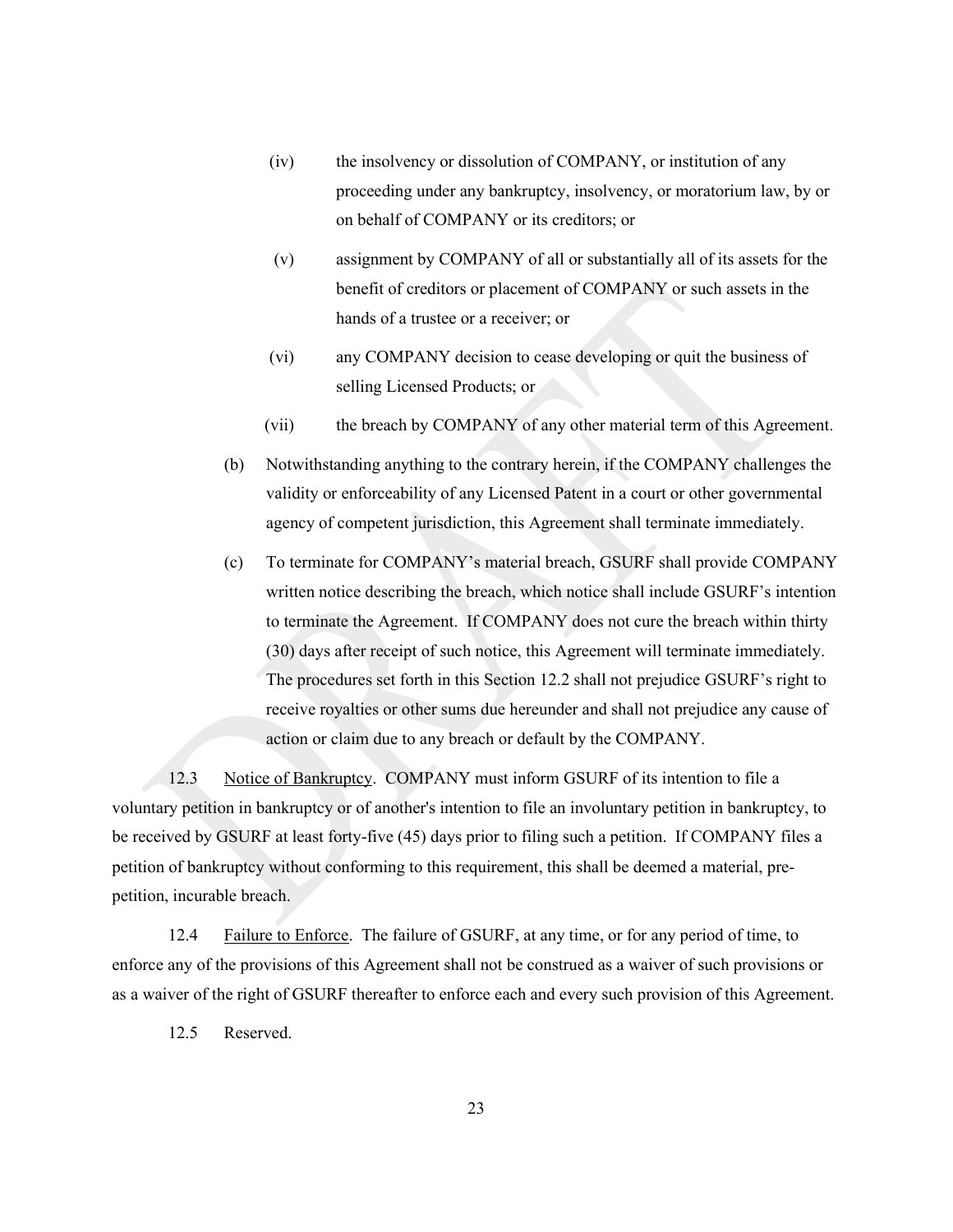(iv) the insolvency or dissolution of COMPANY, or institution of any proceeding under any bankruptcy, insolvency, or moratorium law, by or on behalf of COMPANY or its creditors; or

(v) assignment by COMPANY of all or substantially all of its assets for the benefit of creditors or placement of COMPANY or such assets in the hands of a trustee or a receiver; or

(vi) any COMPANY decision to cease developing or quit the business of selling Licensed Products; or

(vii) the breach by COMPANY of any other material term of this Agreement.

(b) Notwithstanding anything to the contrary herein, if the COMPANY challenges the validity or enforceability of any Licensed Patent in a court or other governmental agency of competent jurisdiction, this Agreement shall terminate immediately.

(c) To terminate for COMPANY's material breach, GSURF shall provide COMPANY written notice describing the breach, which notice shall include GSURF's intention to terminate the Agreement. If COMPANY does not cure the breach within thirty (30) days after receipt of such notice, this Agreement will terminate immediately. The procedures set forth in this Section 12.2 shall not prejudice GSURF's right to receive royalties or other sums due hereunder and shall not prejudice any cause of action or claim due to any breach or default by the COMPANY.

12.3 Notice of Bankruptcy. COMPANY must inform GSURF of its intention to file a voluntary petition in bankruptcy or of another's intention to file an involuntary petition in bankruptcy, to be received by GSURF at least forty-five (45) days prior to filing such a petition. If COMPANY files a petition of bankruptcy without conforming to this requirement, this shall be deemed a material, pre-petition, incurable breach.

12.4 Failure to Enforce. The failure of GSURF, at any time, or for any period of time, to enforce any of the provisions of this Agreement shall not be construed as a waiver of such provisions or as a waiver of the right of GSURF thereafter to enforce each and every such provision of this Agreement.

12.5 Reserved.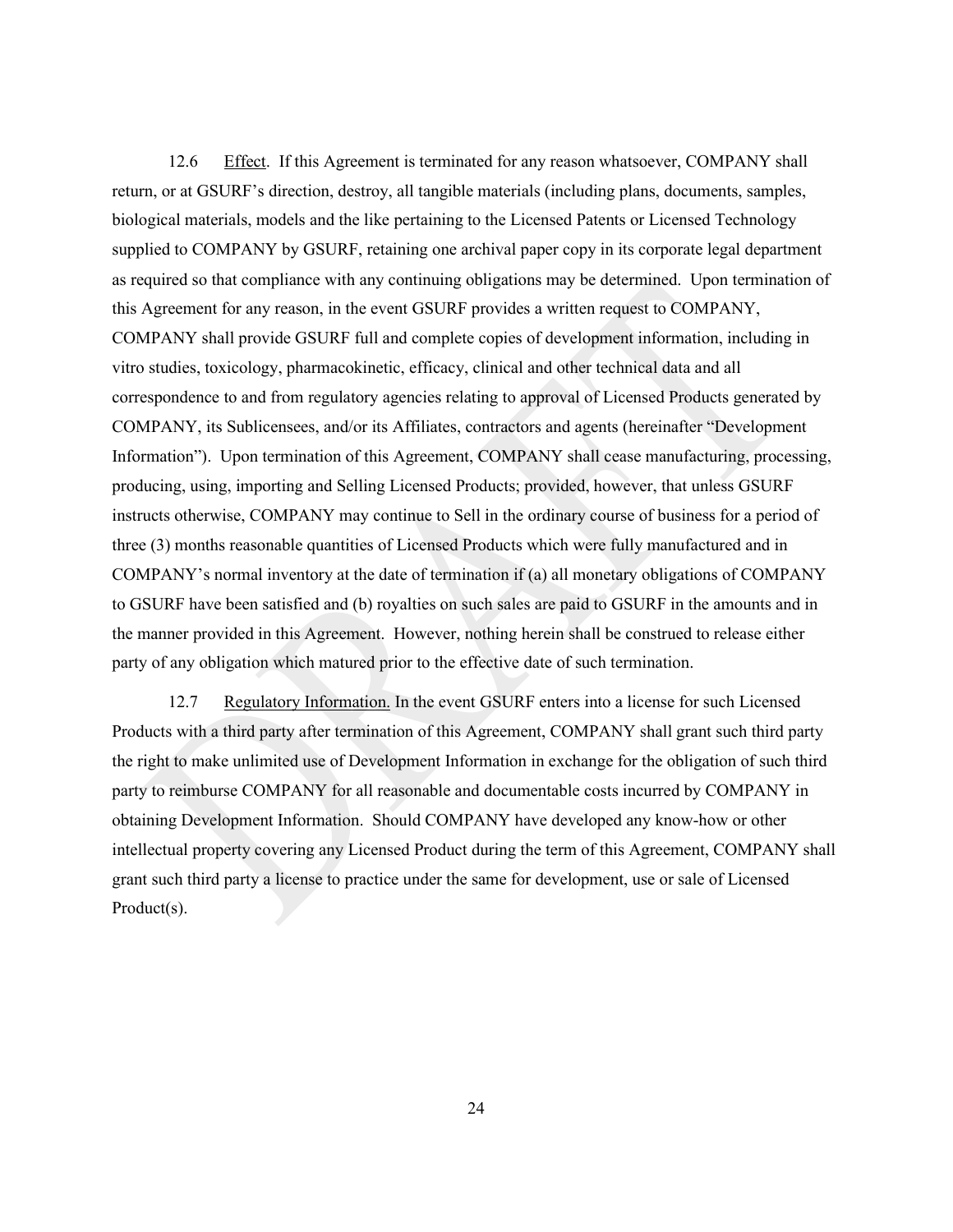12.6 Effect. If this Agreement is terminated for any reason whatsoever, COMPANY shall return, or at GSURF's direction, destroy, all tangible materials (including plans, documents, samples, biological materials, models and the like pertaining to the Licensed Patents or Licensed Technology supplied to COMPANY by GSURF, retaining one archival paper copy in its corporate legal department as required so that compliance with any continuing obligations may be determined. Upon termination of this Agreement for any reason, in the event GSURF provides a written request to COMPANY, COMPANY shall provide GSURF full and complete copies of development information, including in vitro studies, toxicology, pharmacokinetic, efficacy, clinical and other technical data and all correspondence to and from regulatory agencies relating to approval of Licensed Products generated by COMPANY, its Sublicensees, and/or its Affiliates, contractors and agents (hereinafter "Development Information"). Upon termination of this Agreement, COMPANY shall cease manufacturing, processing, producing, using, importing and Selling Licensed Products; provided, however, that unless GSURF instructs otherwise, COMPANY may continue to Sell in the ordinary course of business for a period of three (3) months reasonable quantities of Licensed Products which were fully manufactured and in COMPANY's normal inventory at the date of termination if (a) all monetary obligations of COMPANY to GSURF have been satisfied and (b) royalties on such sales are paid to GSURF in the amounts and in the manner provided in this Agreement. However, nothing herein shall be construed to release either party of any obligation which matured prior to the effective date of such termination.

12.7 Regulatory Information. In the event GSURF enters into a license for such Licensed Products with a third party after termination of this Agreement, COMPANY shall grant such third party the right to make unlimited use of Development Information in exchange for the obligation of such third party to reimburse COMPANY for all reasonable and documentable costs incurred by COMPANY in obtaining Development Information. Should COMPANY have developed any know-how or other intellectual property covering any Licensed Product during the term of this Agreement, COMPANY shall grant such third party a license to practice under the same for development, use or sale of Licensed Product(s).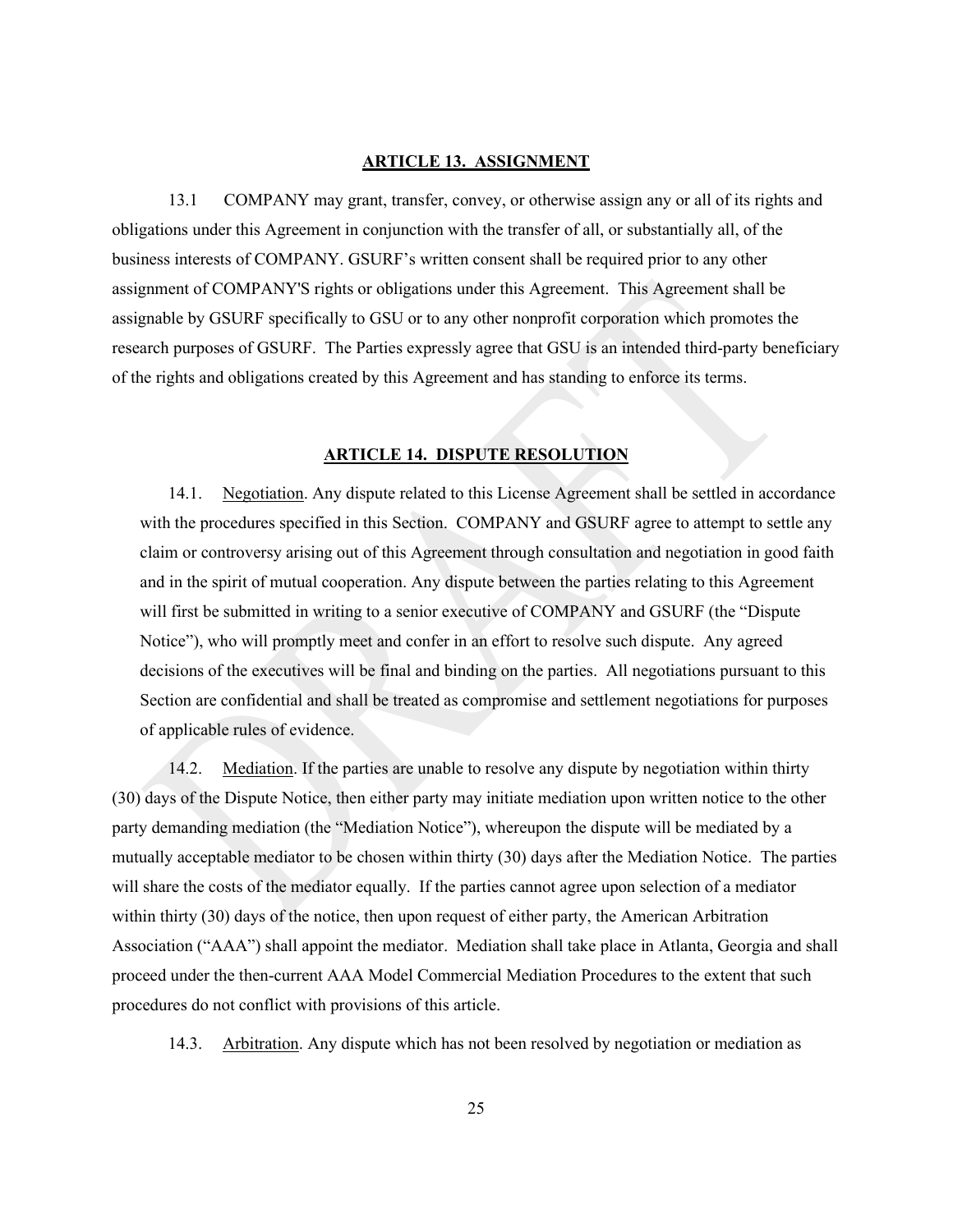## ARTICLE 13. ASSIGNMENT

13.1 COMPANY may grant, transfer, convey, or otherwise assign any or all of its rights and obligations under this Agreement in conjunction with the transfer of all, or substantially all, of the business interests of COMPANY. GSURF's written consent shall be required prior to any other assignment of COMPANY'S rights or obligations under this Agreement. This Agreement shall be assignable by GSURF specifically to GSU or to any other nonprofit corporation which promotes the research purposes of GSURF. The Parties expressly agree that GSU is an intended third-party beneficiary of the rights and obligations created by this Agreement and has standing to enforce its terms.

## ARTICLE 14. DISPUTE RESOLUTION

14.1. Negotiation. Any dispute related to this License Agreement shall be settled in accordance with the procedures specified in this Section. COMPANY and GSURF agree to attempt to settle any claim or controversy arising out of this Agreement through consultation and negotiation in good faith and in the spirit of mutual cooperation. Any dispute between the parties relating to this Agreement will first be submitted in writing to a senior executive of COMPANY and GSURF (the "Dispute Notice"), who will promptly meet and confer in an effort to resolve such dispute. Any agreed decisions of the executives will be final and binding on the parties. All negotiations pursuant to this Section are confidential and shall be treated as compromise and settlement negotiations for purposes of applicable rules of evidence.

14.2. Mediation. If the parties are unable to resolve any dispute by negotiation within thirty (30) days of the Dispute Notice, then either party may initiate mediation upon written notice to the other party demanding mediation (the "Mediation Notice"), whereupon the dispute will be mediated by a mutually acceptable mediator to be chosen within thirty (30) days after the Mediation Notice. The parties will share the costs of the mediator equally. If the parties cannot agree upon selection of a mediator within thirty (30) days of the notice, then upon request of either party, the American Arbitration Association ("AAA") shall appoint the mediator. Mediation shall take place in Atlanta, Georgia and shall proceed under the then-current AAA Model Commercial Mediation Procedures to the extent that such procedures do not conflict with provisions of this article.

14.3. Arbitration. Any dispute which has not been resolved by negotiation or mediation as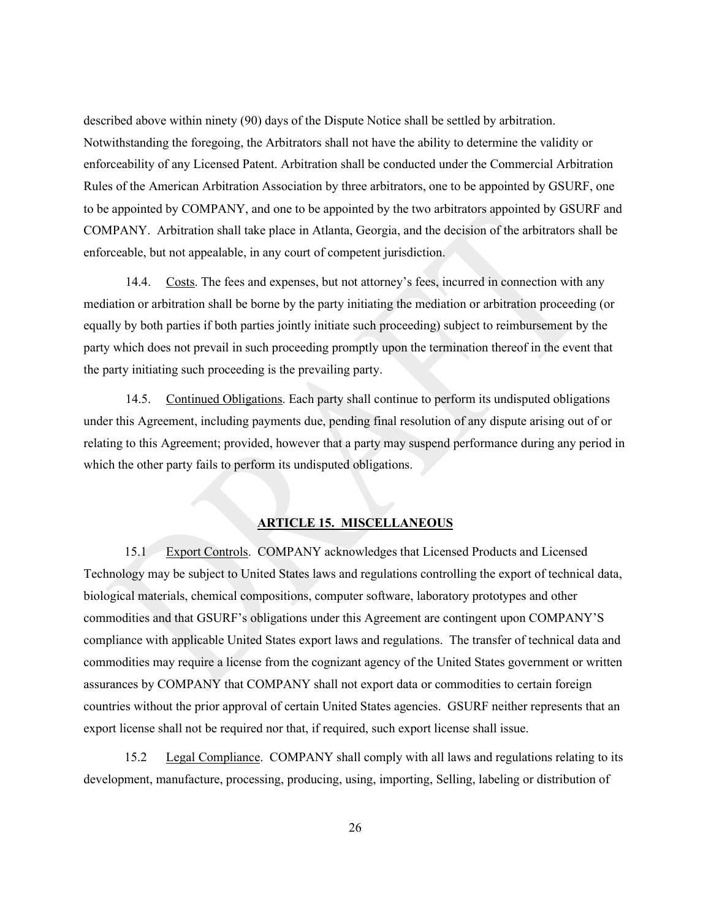described above within ninety (90) days of the Dispute Notice shall be settled by arbitration. Notwithstanding the foregoing, the Arbitrators shall not have the ability to determine the validity or enforceability of any Licensed Patent. Arbitration shall be conducted under the Commercial Arbitration Rules of the American Arbitration Association by three arbitrators, one to be appointed by GSURF, one to be appointed by COMPANY, and one to be appointed by the two arbitrators appointed by GSURF and COMPANY. Arbitration shall take place in Atlanta, Georgia, and the decision of the arbitrators shall be enforceable, but not appealable, in any court of competent jurisdiction.

14.4. Costs. The fees and expenses, but not attorney's fees, incurred in connection with any mediation or arbitration shall be borne by the party initiating the mediation or arbitration proceeding (or equally by both parties if both parties jointly initiate such proceeding) subject to reimbursement by the party which does not prevail in such proceeding promptly upon the termination thereof in the event that the party initiating such proceeding is the prevailing party.

14.5. Continued Obligations. Each party shall continue to perform its undisputed obligations under this Agreement, including payments due, pending final resolution of any dispute arising out of or relating to this Agreement; provided, however that a party may suspend performance during any period in which the other party fails to perform its undisputed obligations.

## ARTICLE 15. MISCELLANEOUS

15.1 Export Controls. COMPANY acknowledges that Licensed Products and Licensed Technology may be subject to United States laws and regulations controlling the export of technical data, biological materials, chemical compositions, computer software, laboratory prototypes and other commodities and that GSURF's obligations under this Agreement are contingent upon COMPANY'S compliance with applicable United States export laws and regulations. The transfer of technical data and commodities may require a license from the cognizant agency of the United States government or written assurances by COMPANY that COMPANY shall not export data or commodities to certain foreign countries without the prior approval of certain United States agencies. GSURF neither represents that an export license shall not be required nor that, if required, such export license shall issue.

15.2 Legal Compliance. COMPANY shall comply with all laws and regulations relating to its development, manufacture, processing, producing, using, importing, Selling, labeling or distribution of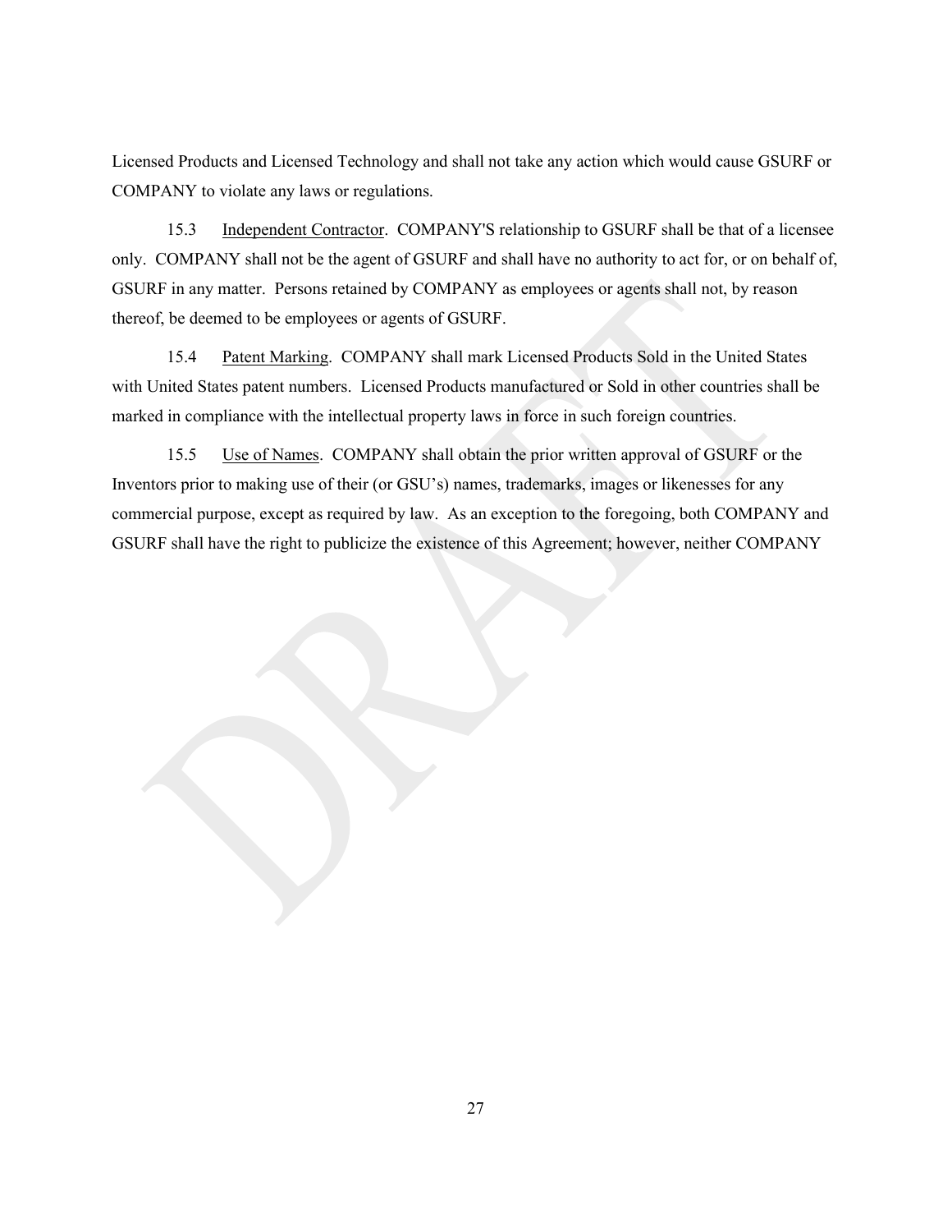Licensed Products and Licensed Technology and shall not take any action which would cause GSURF or COMPANY to violate any laws or regulations.

15.3 Independent Contractor. COMPANY'S relationship to GSURF shall be that of a licensee only. COMPANY shall not be the agent of GSURF and shall have no authority to act for, or on behalf of, GSURF in any matter. Persons retained by COMPANY as employees or agents shall not, by reason thereof, be deemed to be employees or agents of GSURF.

15.4 Patent Marking. COMPANY shall mark Licensed Products Sold in the United States with United States patent numbers. Licensed Products manufactured or Sold in other countries shall be marked in compliance with the intellectual property laws in force in such foreign countries.

15.5 Use of Names. COMPANY shall obtain the prior written approval of GSURF or the Inventors prior to making use of their (or GSU's) names, trademarks, images or likenesses for any commercial purpose, except as required by law. As an exception to the foregoing, both COMPANY and GSURF shall have the right to publicize the existence of this Agreement; however, neither COMPANY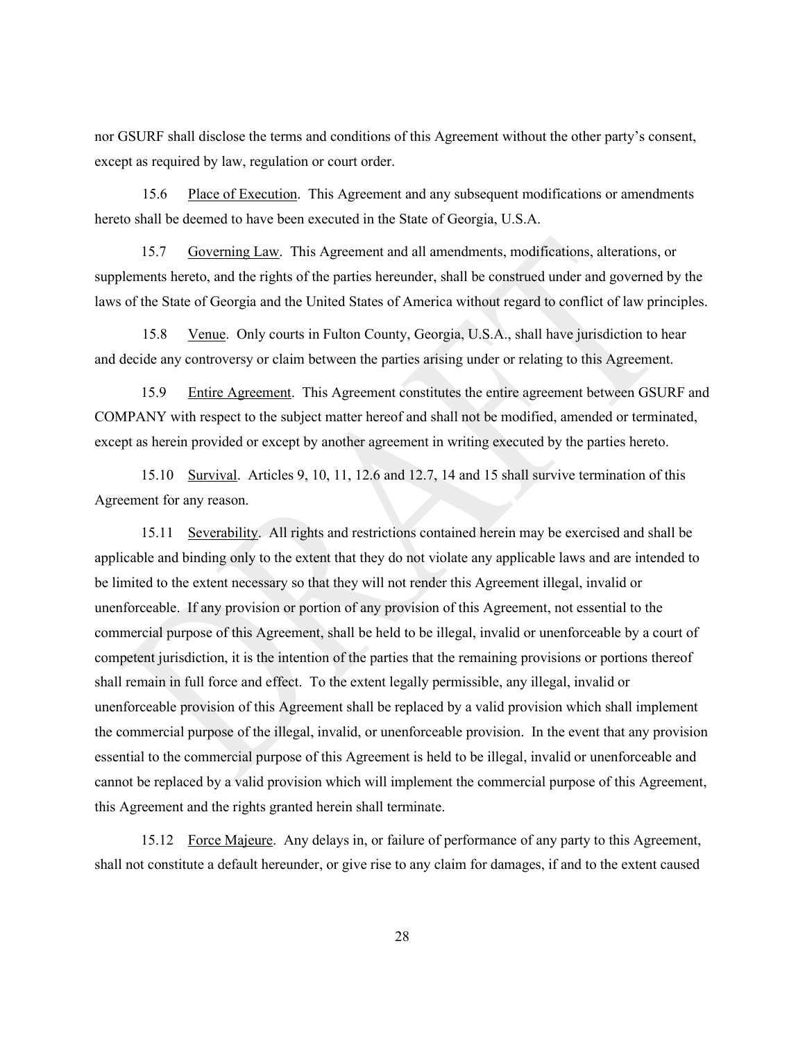nor GSURF shall disclose the terms and conditions of this Agreement without the other party's consent, except as required by law, regulation or court order.

15.6 Place of Execution. This Agreement and any subsequent modifications or amendments hereto shall be deemed to have been executed in the State of Georgia, U.S.A.

15.7 Governing Law. This Agreement and all amendments, modifications, alterations, or supplements hereto, and the rights of the parties hereunder, shall be construed under and governed by the laws of the State of Georgia and the United States of America without regard to conflict of law principles.

15.8 Venue. Only courts in Fulton County, Georgia, U.S.A., shall have jurisdiction to hear and decide any controversy or claim between the parties arising under or relating to this Agreement.

15.9 Entire Agreement. This Agreement constitutes the entire agreement between GSURF and COMPANY with respect to the subject matter hereof and shall not be modified, amended or terminated, except as herein provided or except by another agreement in writing executed by the parties hereto.

15.10 Survival. Articles 9, 10, 11, 12.6 and 12.7, 14 and 15 shall survive termination of this Agreement for any reason.

15.11 Severability. All rights and restrictions contained herein may be exercised and shall be applicable and binding only to the extent that they do not violate any applicable laws and are intended to be limited to the extent necessary so that they will not render this Agreement illegal, invalid or unenforceable. If any provision or portion of any provision of this Agreement, not essential to the commercial purpose of this Agreement, shall be held to be illegal, invalid or unenforceable by a court of competent jurisdiction, it is the intention of the parties that the remaining provisions or portions thereof shall remain in full force and effect. To the extent legally permissible, any illegal, invalid or unenforceable provision of this Agreement shall be replaced by a valid provision which shall implement the commercial purpose of the illegal, invalid, or unenforceable provision. In the event that any provision essential to the commercial purpose of this Agreement is held to be illegal, invalid or unenforceable and cannot be replaced by a valid provision which will implement the commercial purpose of this Agreement, this Agreement and the rights granted herein shall terminate.

15.12 Force Majeure. Any delays in, or failure of performance of any party to this Agreement, shall not constitute a default hereunder, or give rise to any claim for damages, if and to the extent caused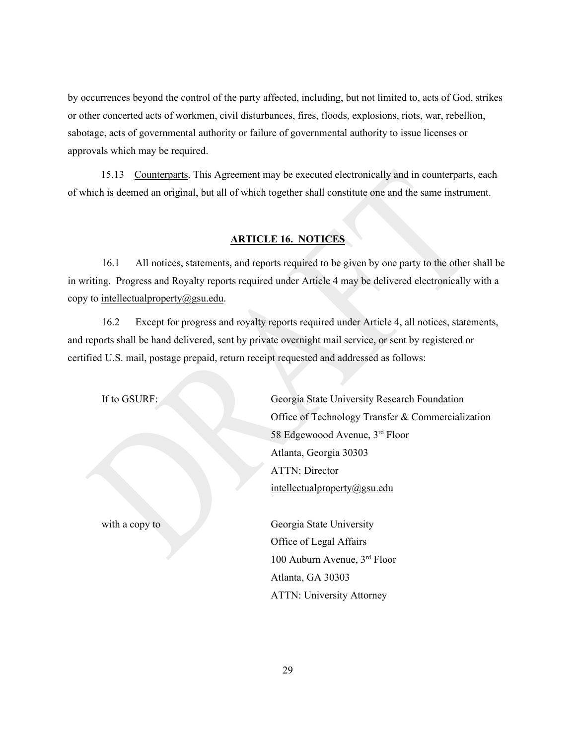by occurrences beyond the control of the party affected, including, but not limited to, acts of God, strikes or other concerted acts of workmen, civil disturbances, fires, floods, explosions, riots, war, rebellion, sabotage, acts of governmental authority or failure of governmental authority to issue licenses or approvals which may be required.

15.13 Counterparts. This Agreement may be executed electronically and in counterparts, each of which is deemed an original, but all of which together shall constitute one and the same instrument.

## ARTICLE 16. NOTICES

16.1 All notices, statements, and reports required to be given by one party to the other shall be in writing. Progress and Royalty reports required under Article 4 may be delivered electronically with a copy to intellectualproperty@gsu.edu.

16.2 Except for progress and royalty reports required under Article 4, all notices, statements, and reports shall be hand delivered, sent by private overnight mail service, or sent by registered or certified U.S. mail, postage prepaid, return receipt requested and addressed as follows:

If to GSURF:

Georgia State University Research Foundation
Office of Technology Transfer & Commercialization
58 Edgewoood Avenue, 3rd Floor
Atlanta, Georgia 30303
ATTN: Director
intellectualproperty@gsu.edu

with a copy to

Georgia State University
Office of Legal Affairs
100 Auburn Avenue, 3rd Floor
Atlanta, GA 30303
ATTN: University Attorney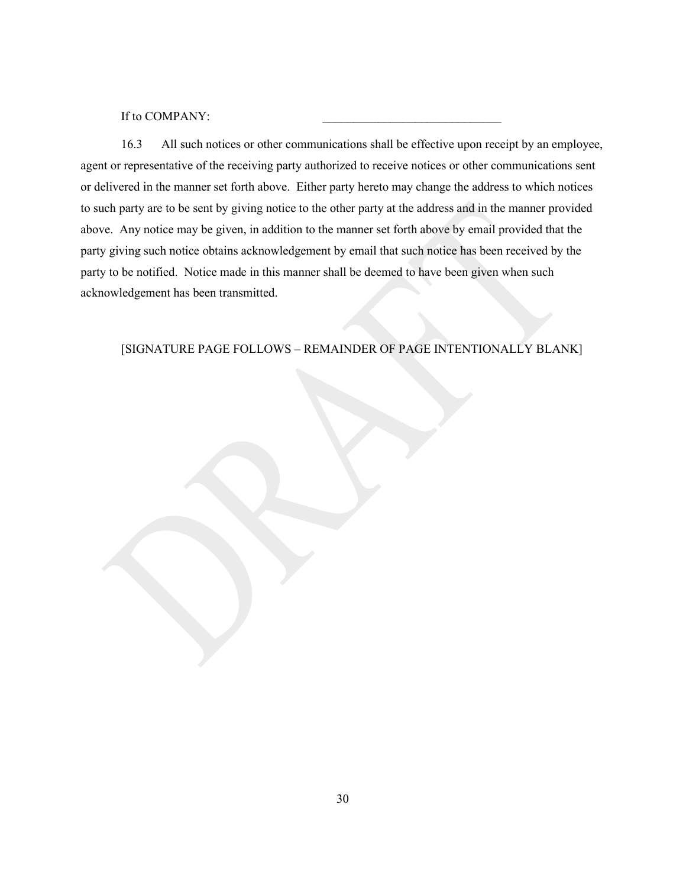If to COMPANY: _____________________________

16.3 All such notices or other communications shall be effective upon receipt by an employee, agent or representative of the receiving party authorized to receive notices or other communications sent or delivered in the manner set forth above. Either party hereto may change the address to which notices to such party are to be sent by giving notice to the other party at the address and in the manner provided above. Any notice may be given, in addition to the manner set forth above by email provided that the party giving such notice obtains acknowledgement by email that such notice has been received by the party to be notified. Notice made in this manner shall be deemed to have been given when such acknowledgement has been transmitted.

[SIGNATURE PAGE FOLLOWS – REMAINDER OF PAGE INTENTIONALLY BLANK]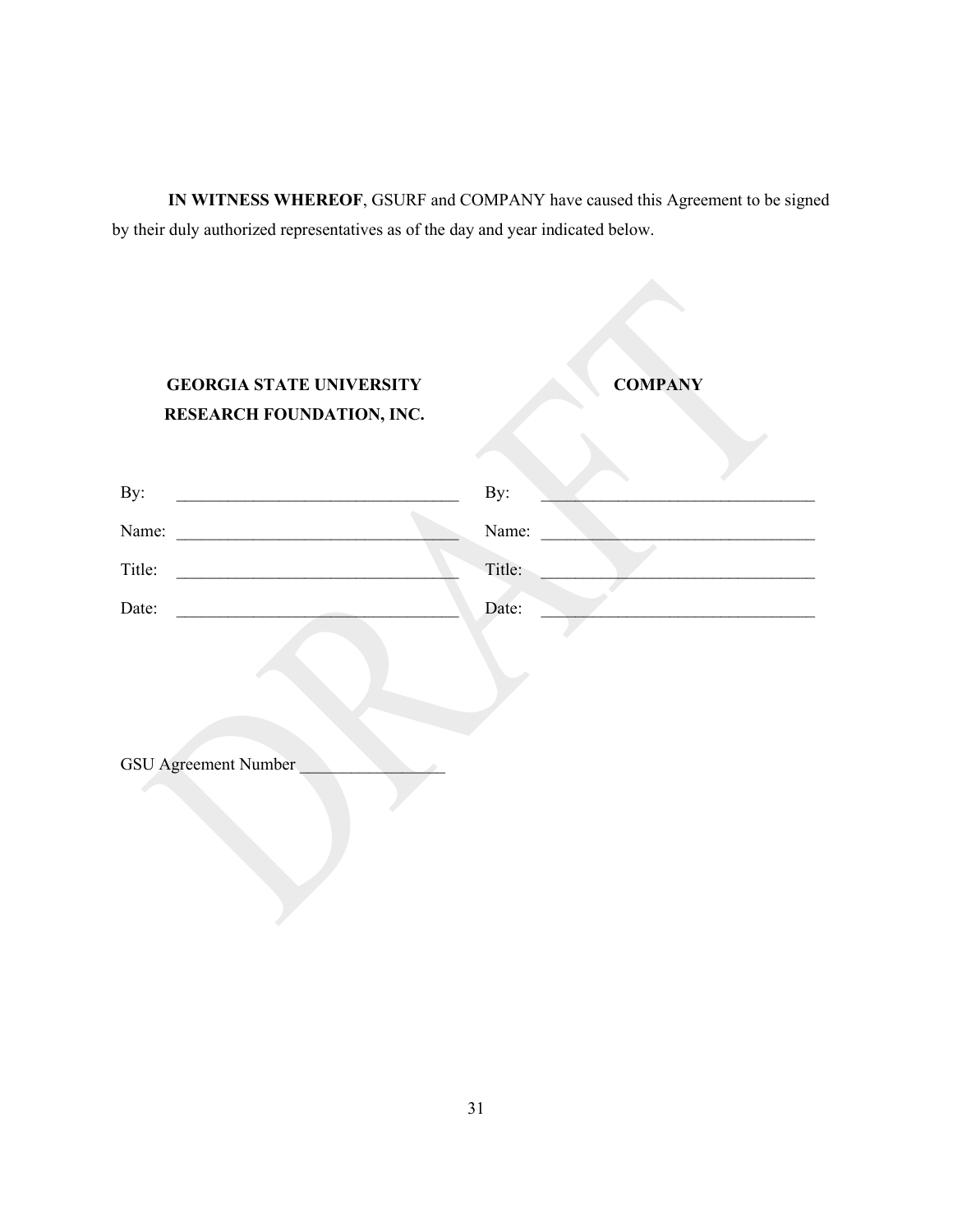**IN WITNESS WHEREOF**, GSURF and COMPANY have caused this Agreement to be signed by their duly authorized representatives as of the day and year indicated below.

| **GEORGIA STATE UNIVERSITY RESEARCH FOUNDATION, INC.** | **COMPANY** |
| --- | --- |
| By: ________________________________ | By: ________________________________ |
| Name: ________________________________ | Name: ________________________________ |
| Title: ________________________________ | Title: ________________________________ |
| Date: ________________________________ | Date: ________________________________ |

GSU Agreement Number ________________

DRAFT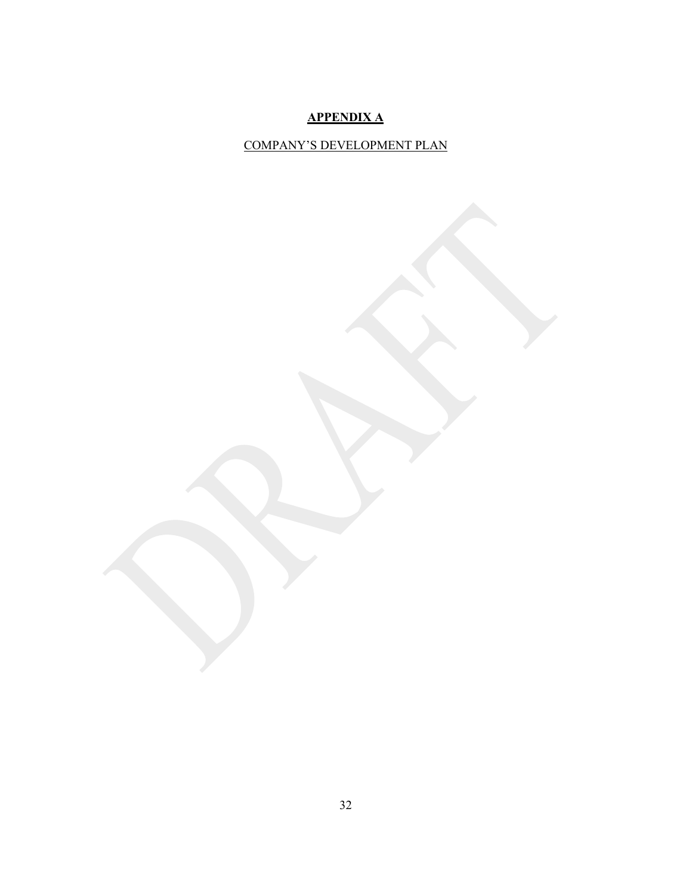# APPENDIX A

COMPANY'S DEVELOPMENT PLAN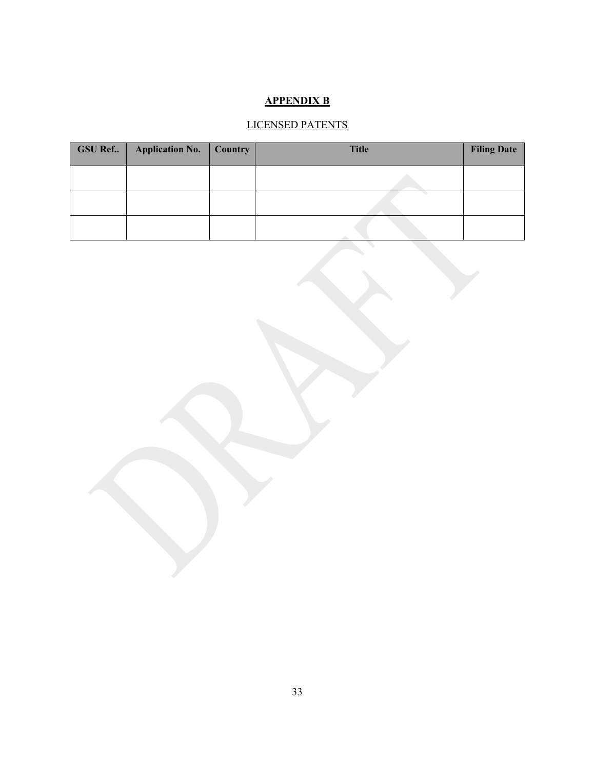# APPENDIX B

LICENSED PATENTS

| GSU Ref.. | Application No. | Country | Title | Filing Date |
| --- | --- | --- | --- | --- |
| | | | | |
| | | | | |
| | | | | |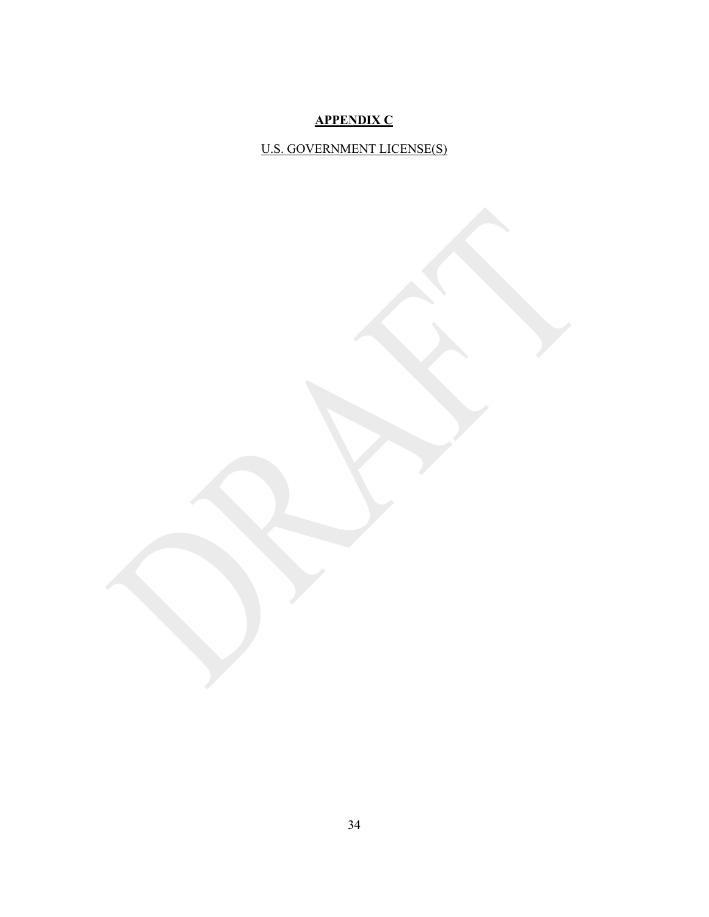# APPENDIX C

U.S. GOVERNMENT LICENSE(S)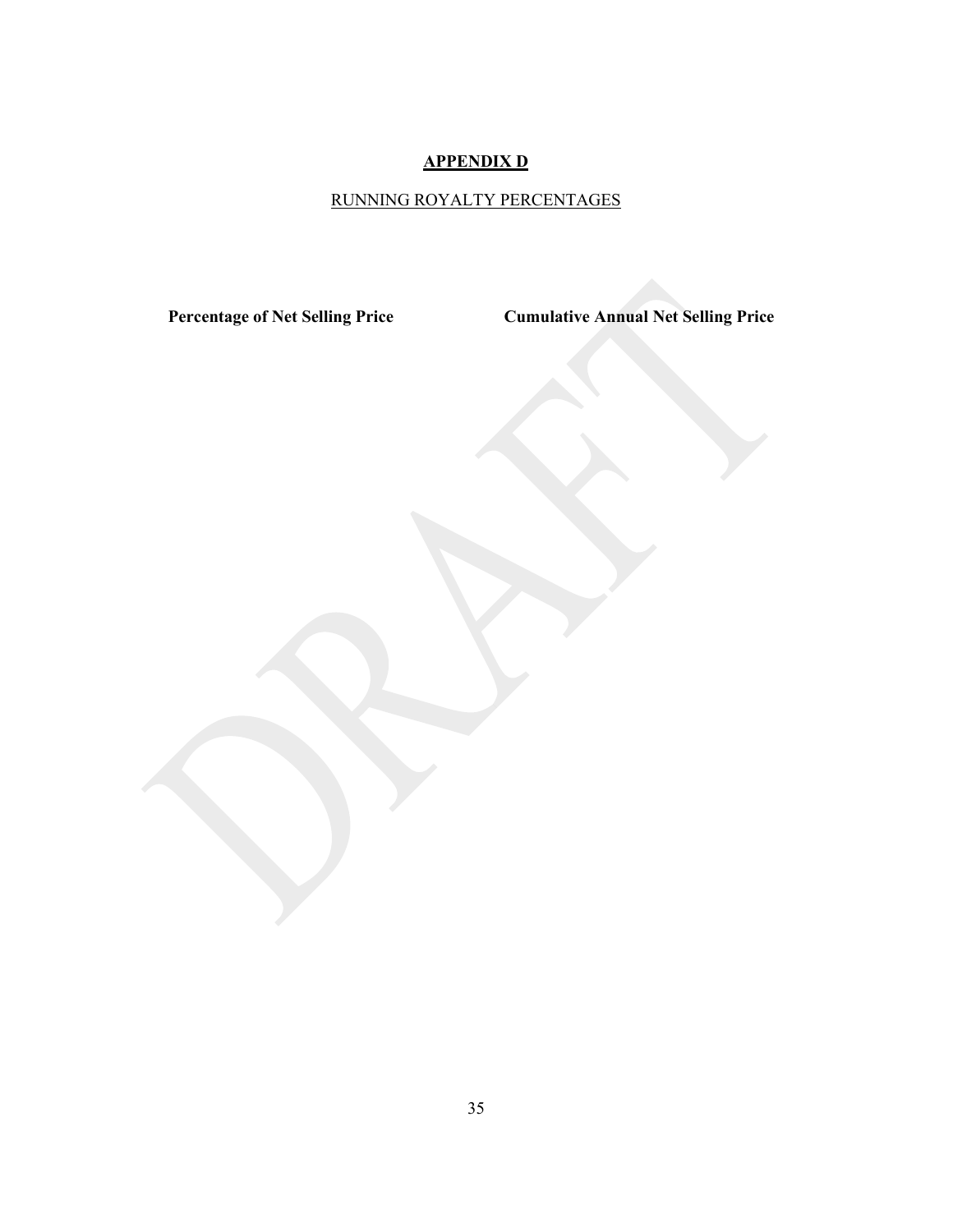# APPENDIX D

RUNNING ROYALTY PERCENTAGES

| Percentage of Net Selling Price | Cumulative Annual Net Selling Price |
| --- | --- |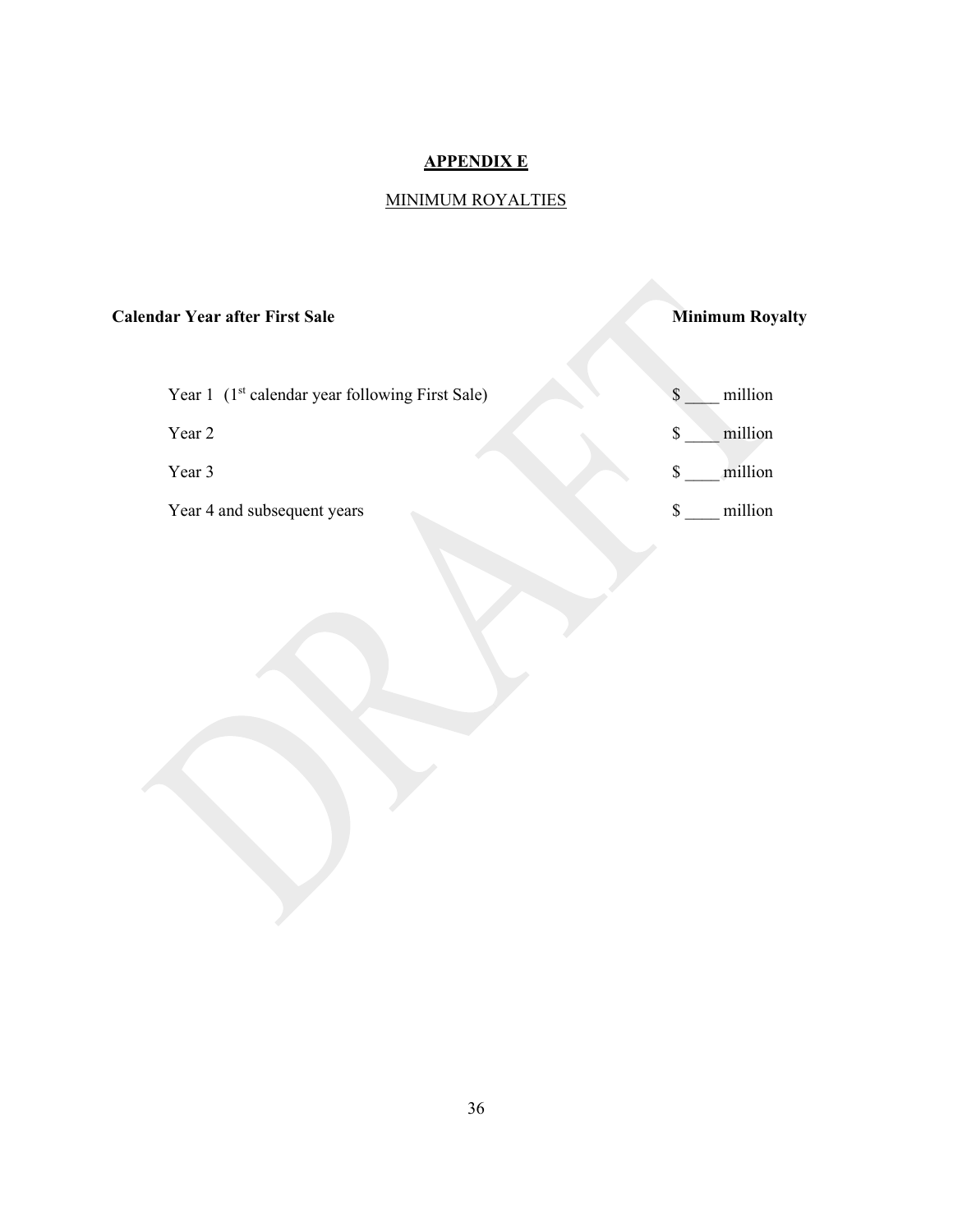# APPENDIX E

## MINIMUM ROYALTIES

| Calendar Year after First Sale | Minimum Royalty |
| --- | --- |
| Year 1 (1st calendar year following First Sale) | $ ____ million |
| Year 2 | $ ____ million |
| Year 3 | $ ____ million |
| Year 4 and subsequent years | $ ____ million |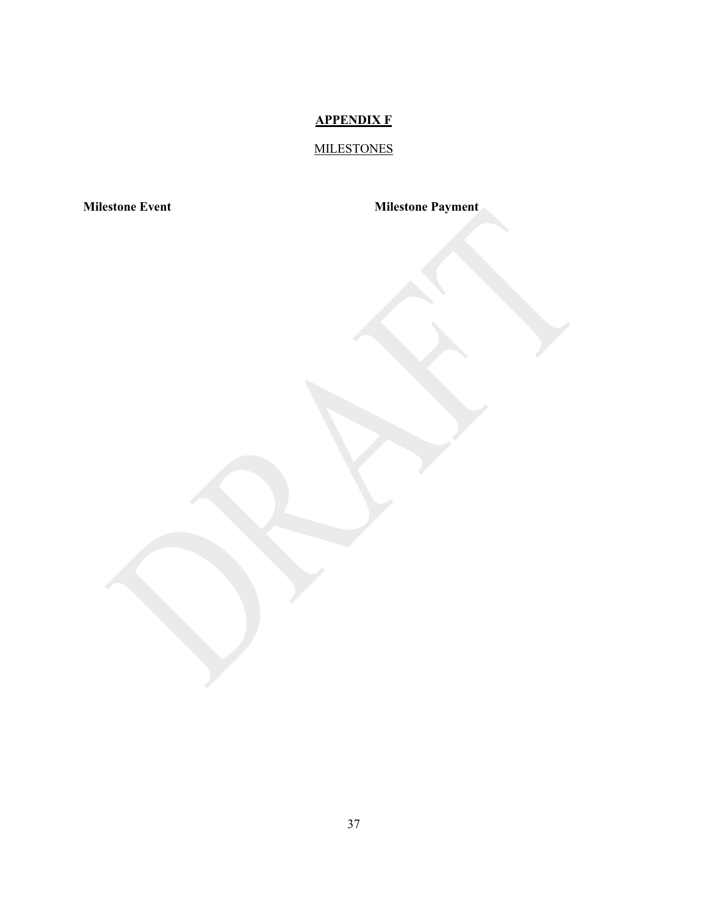## APPENDIX F

MILESTONES

| Milestone Event | Milestone Payment |
| --- | --- |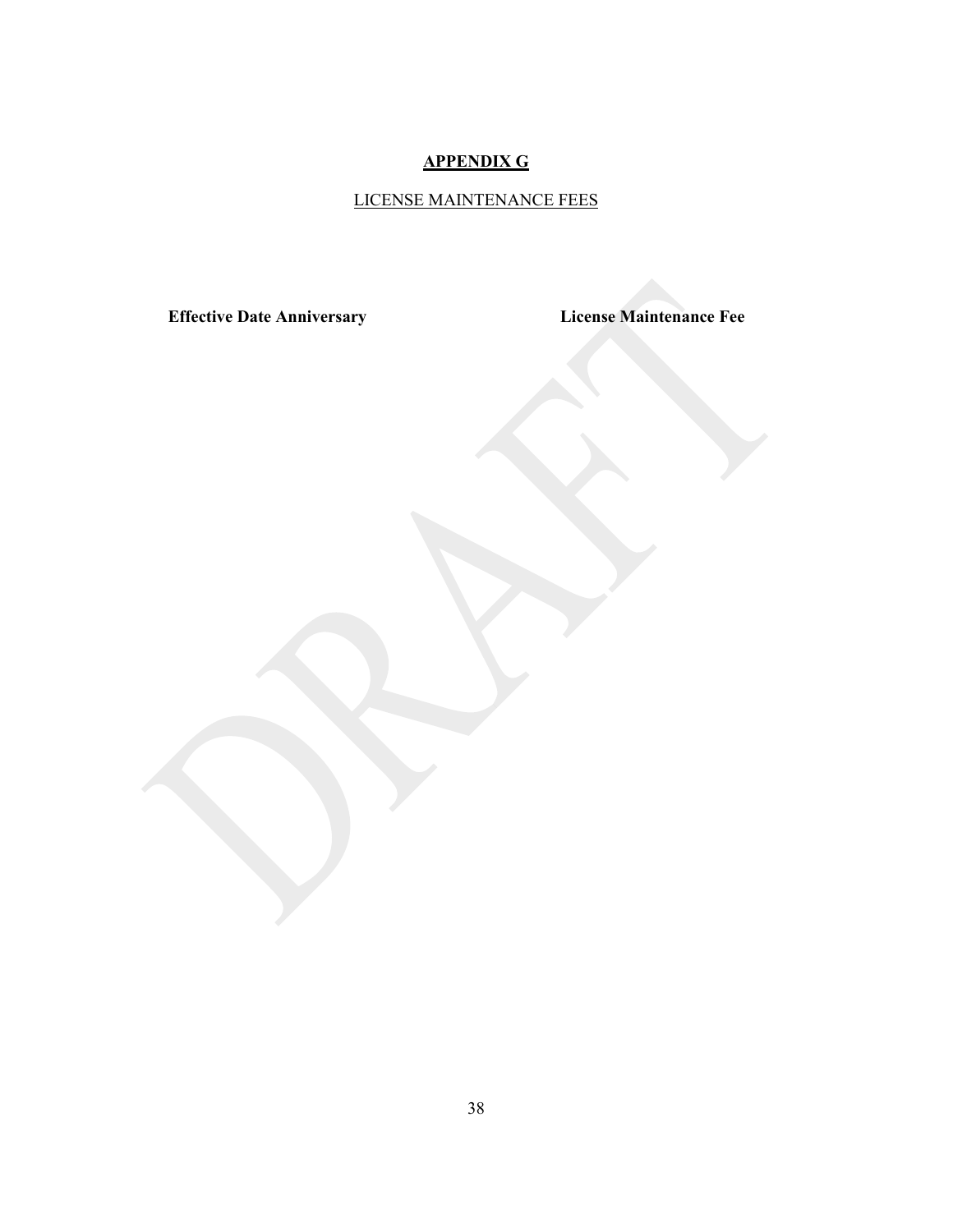# APPENDIX G

LICENSE MAINTENANCE FEES

| **Effective Date Anniversary** | **License Maintenance Fee** |
| --- | --- |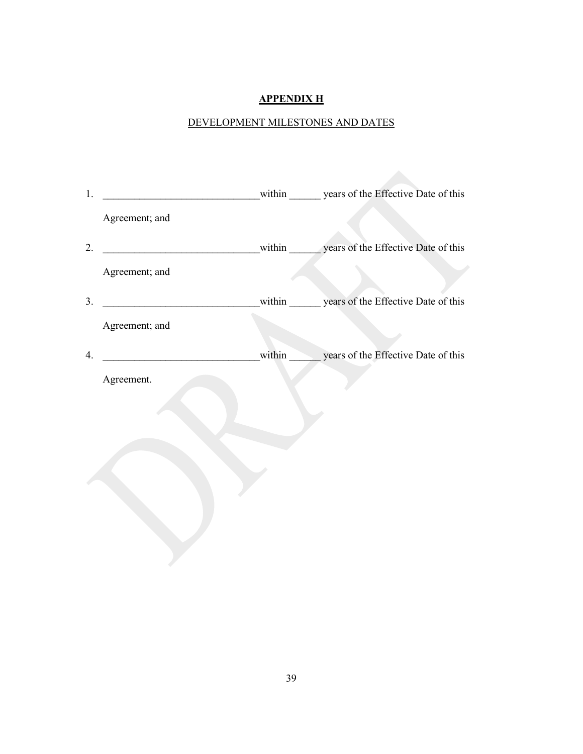# APPENDIX H

## DEVELOPMENT MILESTONES AND DATES

1. ______________________________within ______ years of the Effective Date of this Agreement; and

2. ______________________________within ______ years of the Effective Date of this Agreement; and

3. ______________________________within ______ years of the Effective Date of this Agreement; and

4. ______________________________within ______ years of the Effective Date of this Agreement.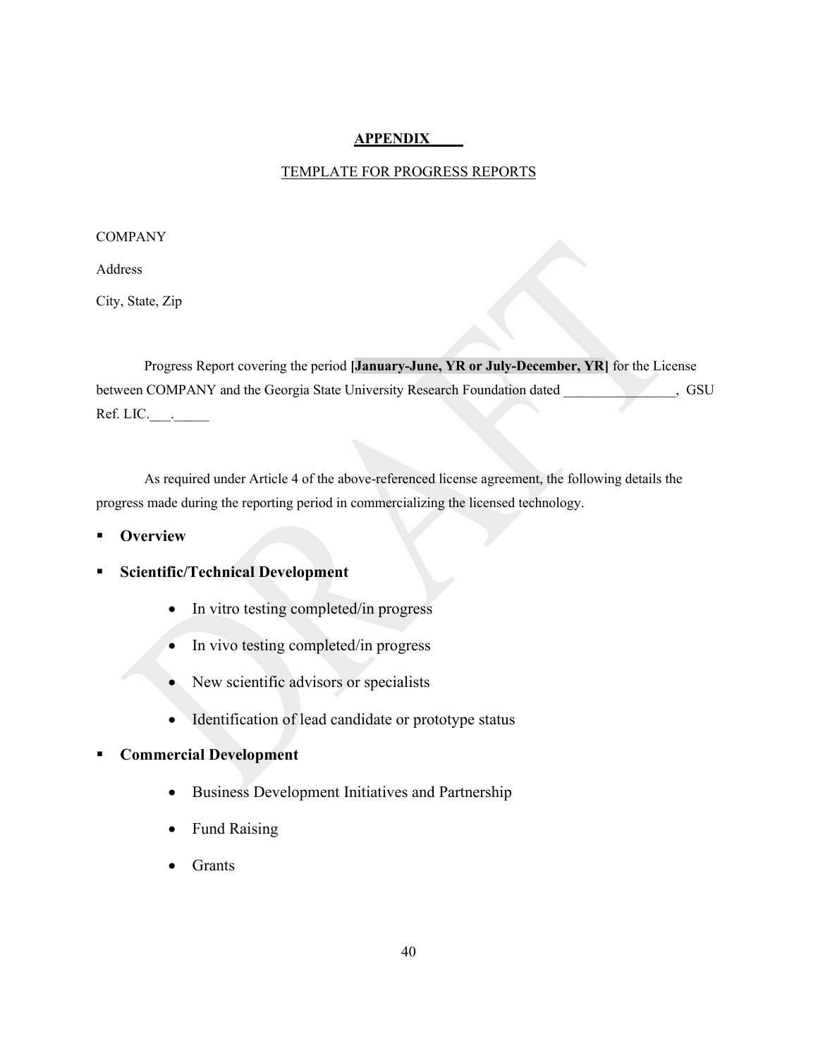**APPENDIX \_\_\_\_**

TEMPLATE FOR PROGRESS REPORTS

COMPANY

Address

City, State, Zip

Progress Report covering the period **[January-June, YR or July-December, YR]** for the License between COMPANY and the Georgia State University Research Foundation dated \_\_\_\_\_\_\_\_\_\_\_\_\_\_\_\_\_, GSU Ref. LIC.\_\_\_.\_\_\_\_\_

As required under Article 4 of the above-referenced license agreement, the following details the progress made during the reporting period in commercializing the licensed technology.

- **Overview**
- **Scientific/Technical Development**
    - In vitro testing completed/in progress
    - In vivo testing completed/in progress
    - New scientific advisors or specialists
    - Identification of lead candidate or prototype status
- **Commercial Development**
    - Business Development Initiatives and Partnership
    - Fund Raising
    - Grants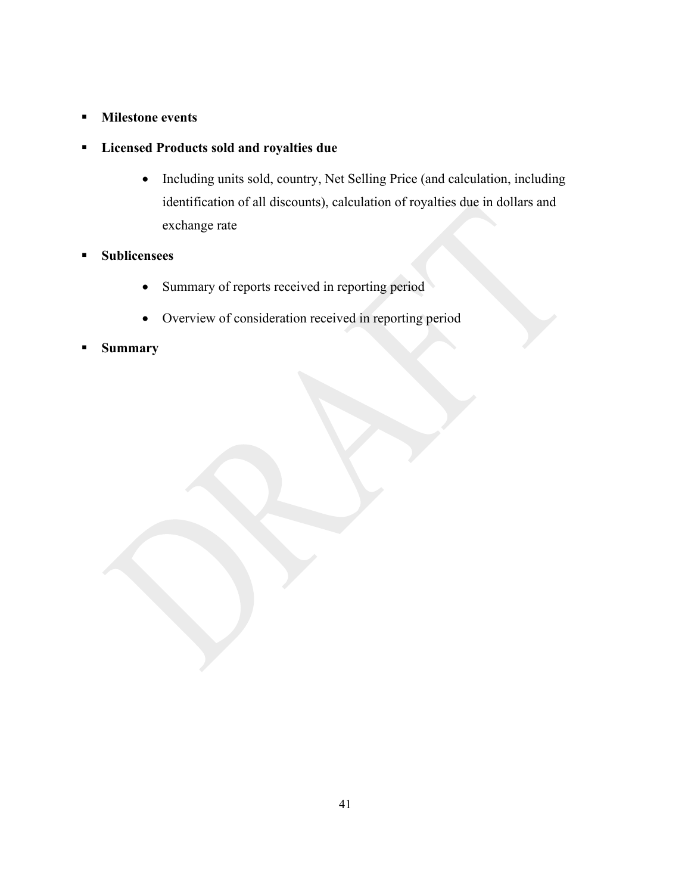- **Milestone events**
- **Licensed Products sold and royalties due**
    - Including units sold, country, Net Selling Price (and calculation, including identification of all discounts), calculation of royalties due in dollars and exchange rate
- **Sublicensees**
    - Summary of reports received in reporting period
    - Overview of consideration received in reporting period
- **Summary**